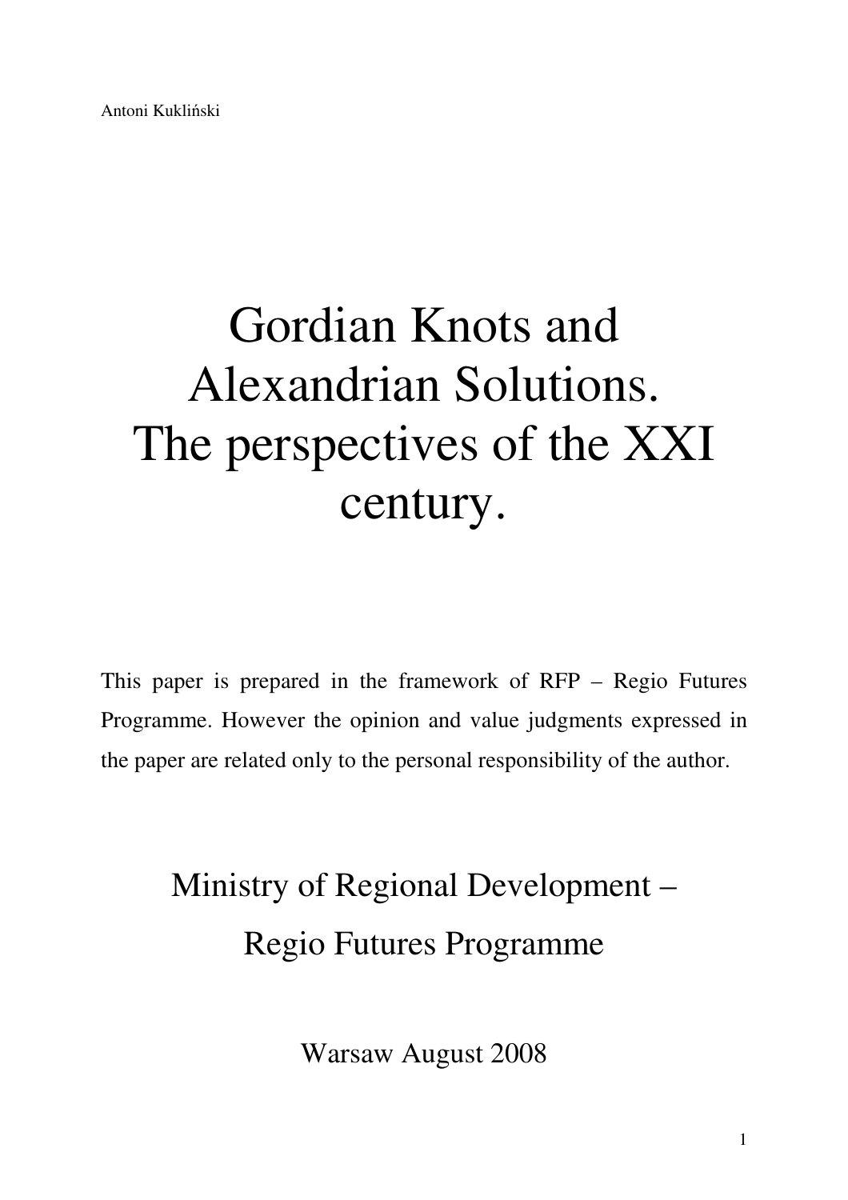Antoni Kukliński

# Gordian Knots and Alexandrian Solutions. The perspectives of the XXI century.

This paper is prepared in the framework of RFP – Regio Futures Programme. However the opinion and value judgments expressed in the paper are related only to the personal responsibility of the author.

Ministry of Regional Development –
Regio Futures Programme

Warsaw August 2008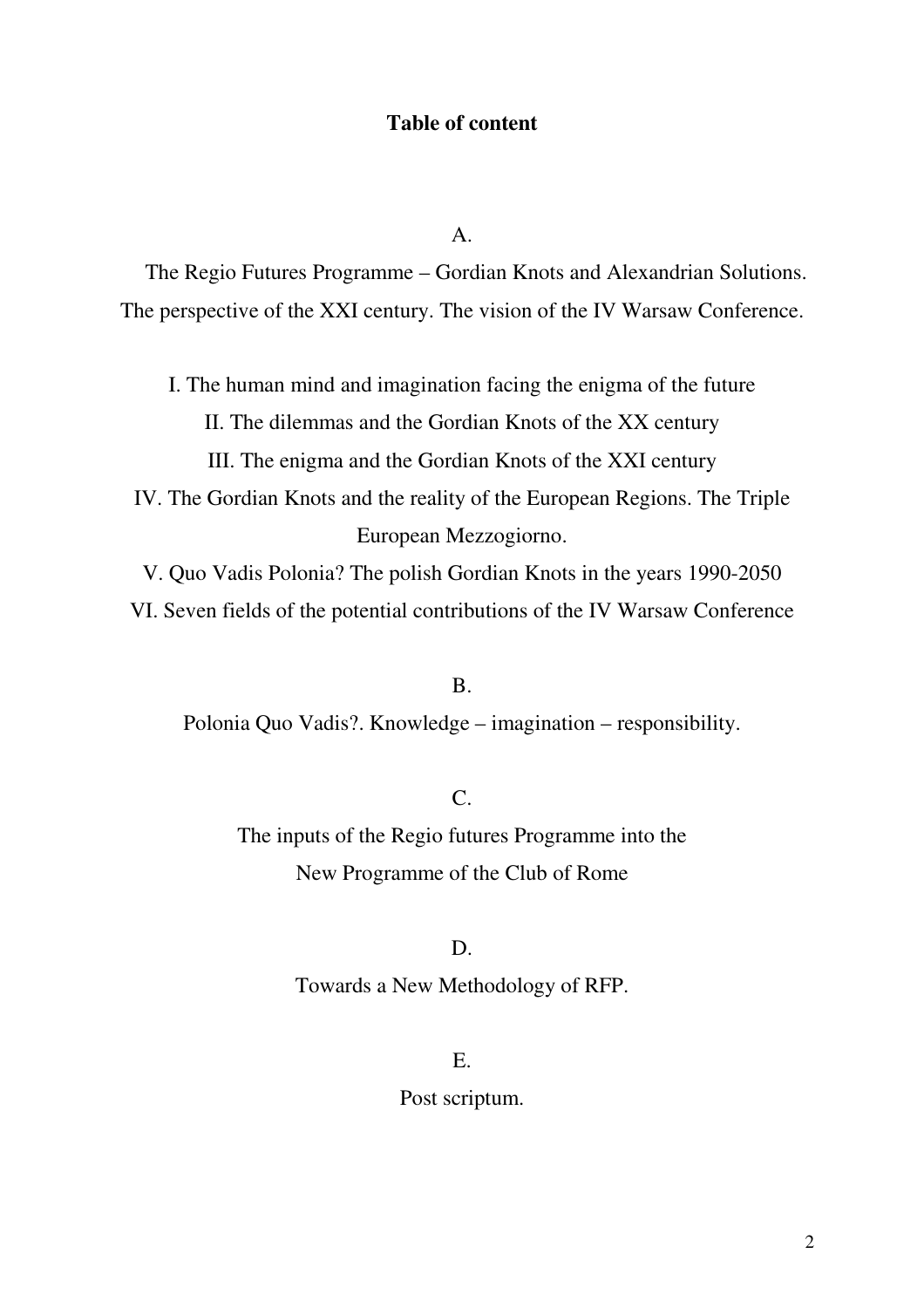**Table of content**

A.

The Regio Futures Programme – Gordian Knots and Alexandrian Solutions. The perspective of the XXI century. The vision of the IV Warsaw Conference.

I. The human mind and imagination facing the enigma of the future

II. The dilemmas and the Gordian Knots of the XX century

III. The enigma and the Gordian Knots of the XXI century

IV. The Gordian Knots and the reality of the European Regions. The Triple European Mezzogiorno.

V. Quo Vadis Polonia? The polish Gordian Knots in the years 1990-2050

VI. Seven fields of the potential contributions of the IV Warsaw Conference

B.

Polonia Quo Vadis?. Knowledge – imagination – responsibility.

C.

The inputs of the Regio futures Programme into the New Programme of the Club of Rome

D.

Towards a New Methodology of RFP.

E.

Post scriptum.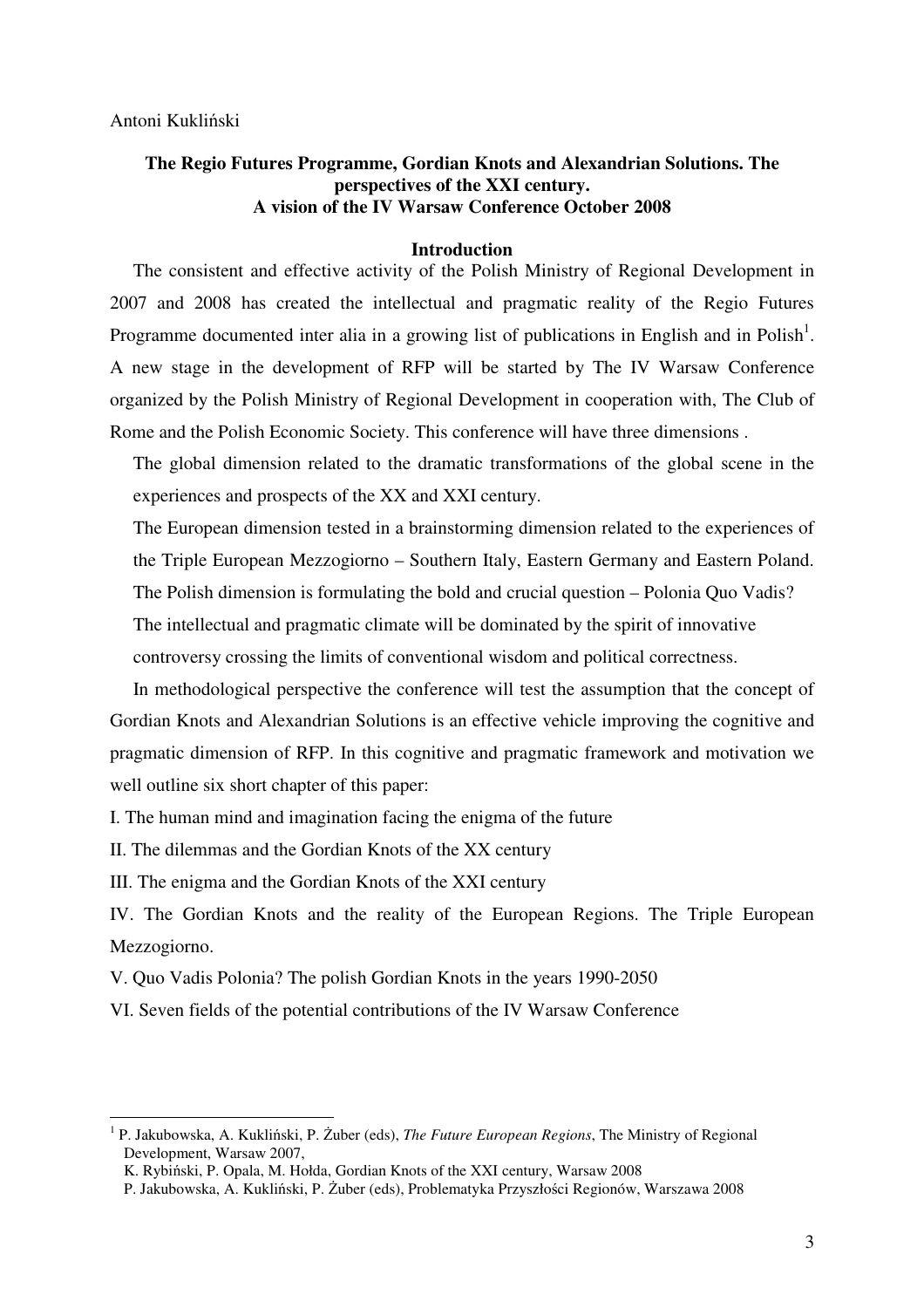Antoni Kukliński

# The Regio Futures Programme, Gordian Knots and Alexandrian Solutions. The perspectives of the XXI century. A vision of the IV Warsaw Conference October 2008

## Introduction

The consistent and effective activity of the Polish Ministry of Regional Development in 2007 and 2008 has created the intellectual and pragmatic reality of the Regio Futures Programme documented inter alia in a growing list of publications in English and in Polish[1]. A new stage in the development of RFP will be started by The IV Warsaw Conference organized by the Polish Ministry of Regional Development in cooperation with, The Club of Rome and the Polish Economic Society. This conference will have three dimensions .

The global dimension related to the dramatic transformations of the global scene in the experiences and prospects of the XX and XXI century.

The European dimension tested in a brainstorming dimension related to the experiences of the Triple European Mezzogiorno – Southern Italy, Eastern Germany and Eastern Poland.

The Polish dimension is formulating the bold and crucial question – Polonia Quo Vadis?

The intellectual and pragmatic climate will be dominated by the spirit of innovative controversy crossing the limits of conventional wisdom and political correctness.

In methodological perspective the conference will test the assumption that the concept of Gordian Knots and Alexandrian Solutions is an effective vehicle improving the cognitive and pragmatic dimension of RFP. In this cognitive and pragmatic framework and motivation we well outline six short chapter of this paper:

I. The human mind and imagination facing the enigma of the future

II. The dilemmas and the Gordian Knots of the XX century

III. The enigma and the Gordian Knots of the XXI century

IV. The Gordian Knots and the reality of the European Regions. The Triple European Mezzogiorno.

V. Quo Vadis Polonia? The polish Gordian Knots in the years 1990-2050

VI. Seven fields of the potential contributions of the IV Warsaw Conference

---

[1] P. Jakubowska, A. Kukliński, P. Żuber (eds), *The Future European Regions*, The Ministry of Regional Development, Warsaw 2007,
K. Rybiński, P. Opala, M. Hołda, Gordian Knots of the XXI century, Warsaw 2008
P. Jakubowska, A. Kukliński, P. Żuber (eds), Problematyka Przyszłości Regionów, Warszawa 2008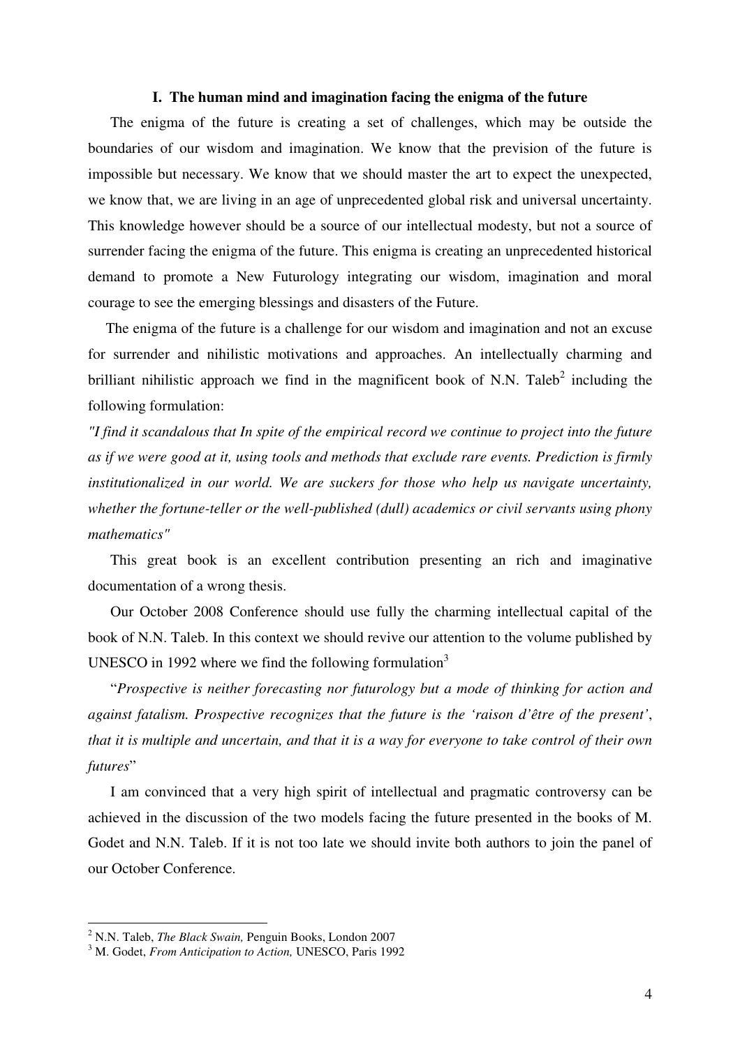## I. The human mind and imagination facing the enigma of the future

The enigma of the future is creating a set of challenges, which may be outside the boundaries of our wisdom and imagination. We know that the prevision of the future is impossible but necessary. We know that we should master the art to expect the unexpected, we know that, we are living in an age of unprecedented global risk and universal uncertainty. This knowledge however should be a source of our intellectual modesty, but not a source of surrender facing the enigma of the future. This enigma is creating an unprecedented historical demand to promote a New Futurology integrating our wisdom, imagination and moral courage to see the emerging blessings and disasters of the Future.

The enigma of the future is a challenge for our wisdom and imagination and not an excuse for surrender and nihilistic motivations and approaches. An intellectually charming and brilliant nihilistic approach we find in the magnificent book of N.N. Taleb[2] including the following formulation:

*"I find it scandalous that In spite of the empirical record we continue to project into the future as if we were good at it, using tools and methods that exclude rare events. Prediction is firmly institutionalized in our world. We are suckers for those who help us navigate uncertainty, whether the fortune-teller or the well-published (dull) academics or civil servants using phony mathematics"*

This great book is an excellent contribution presenting an rich and imaginative documentation of a wrong thesis.

Our October 2008 Conference should use fully the charming intellectual capital of the book of N.N. Taleb. In this context we should revive our attention to the volume published by UNESCO in 1992 where we find the following formulation[3]

"*Prospective is neither forecasting nor futurology but a mode of thinking for action and against fatalism. Prospective recognizes that the future is the 'raison d'être of the present', that it is multiple and uncertain, and that it is a way for everyone to take control of their own futures*"

I am convinced that a very high spirit of intellectual and pragmatic controversy can be achieved in the discussion of the two models facing the future presented in the books of M. Godet and N.N. Taleb. If it is not too late we should invite both authors to join the panel of our October Conference.

---

[2] N.N. Taleb, *The Black Swain,* Penguin Books, London 2007

[3] M. Godet, *From Anticipation to Action,* UNESCO, Paris 1992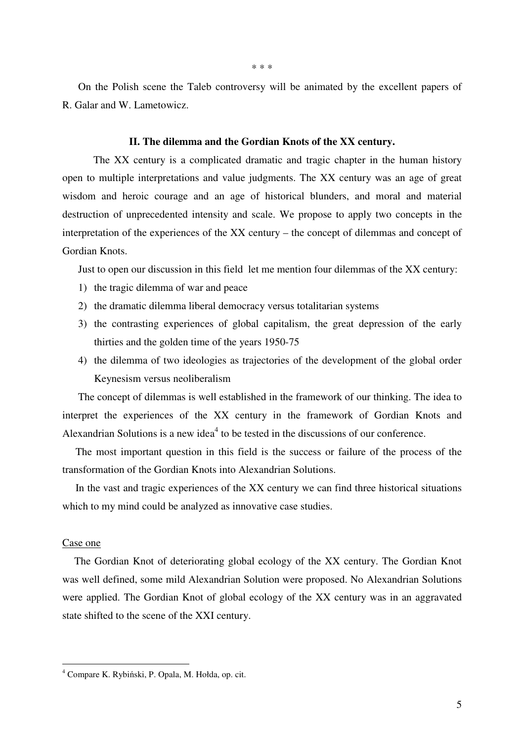\* \* \*

On the Polish scene the Taleb controversy will be animated by the excellent papers of R. Galar and W. Lametowicz.

## II. The dilemma and the Gordian Knots of the XX century.

The XX century is a complicated dramatic and tragic chapter in the human history open to multiple interpretations and value judgments. The XX century was an age of great wisdom and heroic courage and an age of historical blunders, and moral and material destruction of unprecedented intensity and scale. We propose to apply two concepts in the interpretation of the experiences of the XX century – the concept of dilemmas and concept of Gordian Knots.

Just to open our discussion in this field let me mention four dilemmas of the XX century:

1) the tragic dilemma of war and peace
2) the dramatic dilemma liberal democracy versus totalitarian systems
3) the contrasting experiences of global capitalism, the great depression of the early thirties and the golden time of the years 1950-75
4) the dilemma of two ideologies as trajectories of the development of the global order Keynesism versus neoliberalism

The concept of dilemmas is well established in the framework of our thinking. The idea to interpret the experiences of the XX century in the framework of Gordian Knots and Alexandrian Solutions is a new idea[4] to be tested in the discussions of our conference.

The most important question in this field is the success or failure of the process of the transformation of the Gordian Knots into Alexandrian Solutions.

In the vast and tragic experiences of the XX century we can find three historical situations which to my mind could be analyzed as innovative case studies.

<u>Case one</u>

The Gordian Knot of deteriorating global ecology of the XX century. The Gordian Knot was well defined, some mild Alexandrian Solution were proposed. No Alexandrian Solutions were applied. The Gordian Knot of global ecology of the XX century was in an aggravated state shifted to the scene of the XXI century.

---

[4] Compare K. Rybiński, P. Opala, M. Hołda, op. cit.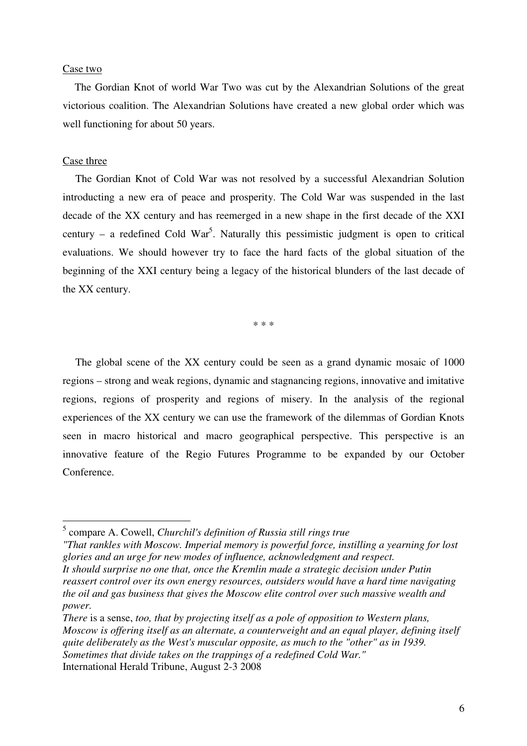Case two

The Gordian Knot of world War Two was cut by the Alexandrian Solutions of the great victorious coalition. The Alexandrian Solutions have created a new global order which was well functioning for about 50 years.

Case three

The Gordian Knot of Cold War was not resolved by a successful Alexandrian Solution introducting a new era of peace and prosperity. The Cold War was suspended in the last decade of the XX century and has reemerged in a new shape in the first decade of the XXI century – a redefined Cold War[5]. Naturally this pessimistic judgment is open to critical evaluations. We should however try to face the hard facts of the global situation of the beginning of the XXI century being a legacy of the historical blunders of the last decade of the XX century.

\* \* \*

The global scene of the XX century could be seen as a grand dynamic mosaic of 1000 regions – strong and weak regions, dynamic and stagnancing regions, innovative and imitative regions, regions of prosperity and regions of misery. In the analysis of the regional experiences of the XX century we can use the framework of the dilemmas of Gordian Knots seen in macro historical and macro geographical perspective. This perspective is an innovative feature of the Regio Futures Programme to be expanded by our October Conference.

---

[5] compare A. Cowell, *Churchil's definition of Russia still rings true*
*"That rankles with Moscow. Imperial memory is powerful force, instilling a yearning for lost glories and an urge for new modes of influence, acknowledgment and respect.*
*It should surprise no one that, once the Kremlin made a strategic decision under Putin reassert control over its own energy resources, outsiders would have a hard time navigating the oil and gas business that gives the Moscow elite control over such massive wealth and power.*
*There* is a sense, *too, that by projecting itself as a pole of opposition to Western plans, Moscow is offering itself as an alternate, a counterweight and an equal player, defining itself quite deliberately as the West's muscular opposite, as much to the "other" as in 1939. Sometimes that divide takes on the trappings of a redefined Cold War."*
International Herald Tribune, August 2-3 2008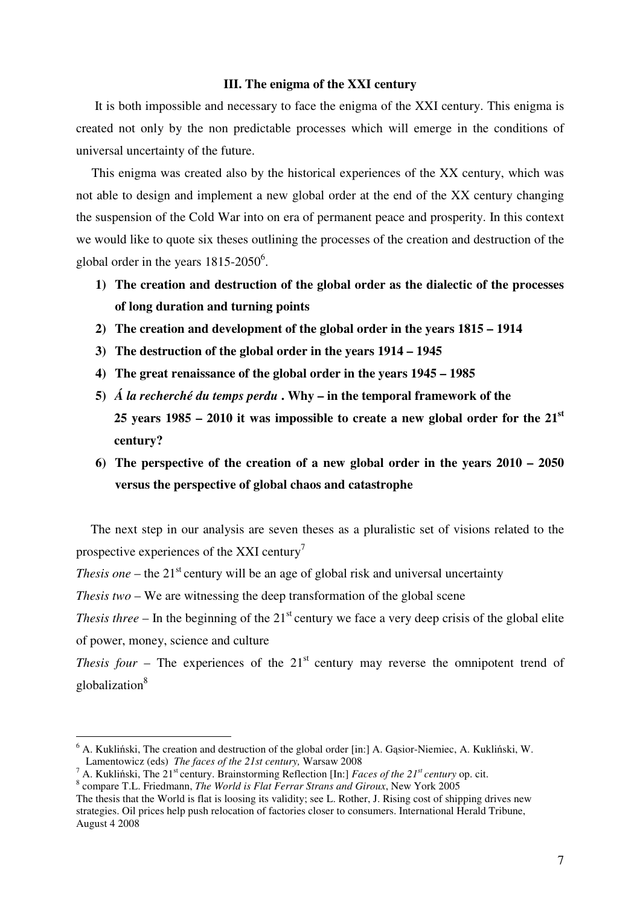### III. The enigma of the XXI century

It is both impossible and necessary to face the enigma of the XXI century. This enigma is created not only by the non predictable processes which will emerge in the conditions of universal uncertainty of the future.

This enigma was created also by the historical experiences of the XX century, which was not able to design and implement a new global order at the end of the XX century changing the suspension of the Cold War into on era of permanent peace and prosperity. In this context we would like to quote six theses outlining the processes of the creation and destruction of the global order in the years 1815-2050[6].

1) **The creation and destruction of the global order as the dialectic of the processes of long duration and turning points**
2) **The creation and development of the global order in the years 1815 – 1914**
3) **The destruction of the global order in the years 1914 – 1945**
4) **The great renaissance of the global order in the years 1945 – 1985**
5) ***Á la recherché du temps perdu*** **. Why – in the temporal framework of the 25 years 1985 – 2010 it was impossible to create a new global order for the 21st century?**
6) **The perspective of the creation of a new global order in the years 2010 – 2050 versus the perspective of global chaos and catastrophe**

The next step in our analysis are seven theses as a pluralistic set of visions related to the prospective experiences of the XXI century[7]

*Thesis one* – the 21st century will be an age of global risk and universal uncertainty

*Thesis two* – We are witnessing the deep transformation of the global scene

*Thesis three* – In the beginning of the 21st century we face a very deep crisis of the global elite of power, money, science and culture

*Thesis four* – The experiences of the 21st century may reverse the omnipotent trend of globalization[8]

---

[6] A. Kukliński, The creation and destruction of the global order [in:] A. Gąsior-Niemiec, A. Kukliński, W. Lamentowicz (eds) *The faces of the 21st century,* Warsaw 2008

[7] A. Kukliński, The 21st century. Brainstorming Reflection [In:] *Faces of the 21st century* op. cit.

[8] compare T.L. Friedmann, *The World is Flat Ferrar Strans and Giroux*, New York 2005

The thesis that the World is flat is loosing its validity; see L. Rother, J. Rising cost of shipping drives new strategies. Oil prices help push relocation of factories closer to consumers. International Herald Tribune, August 4 2008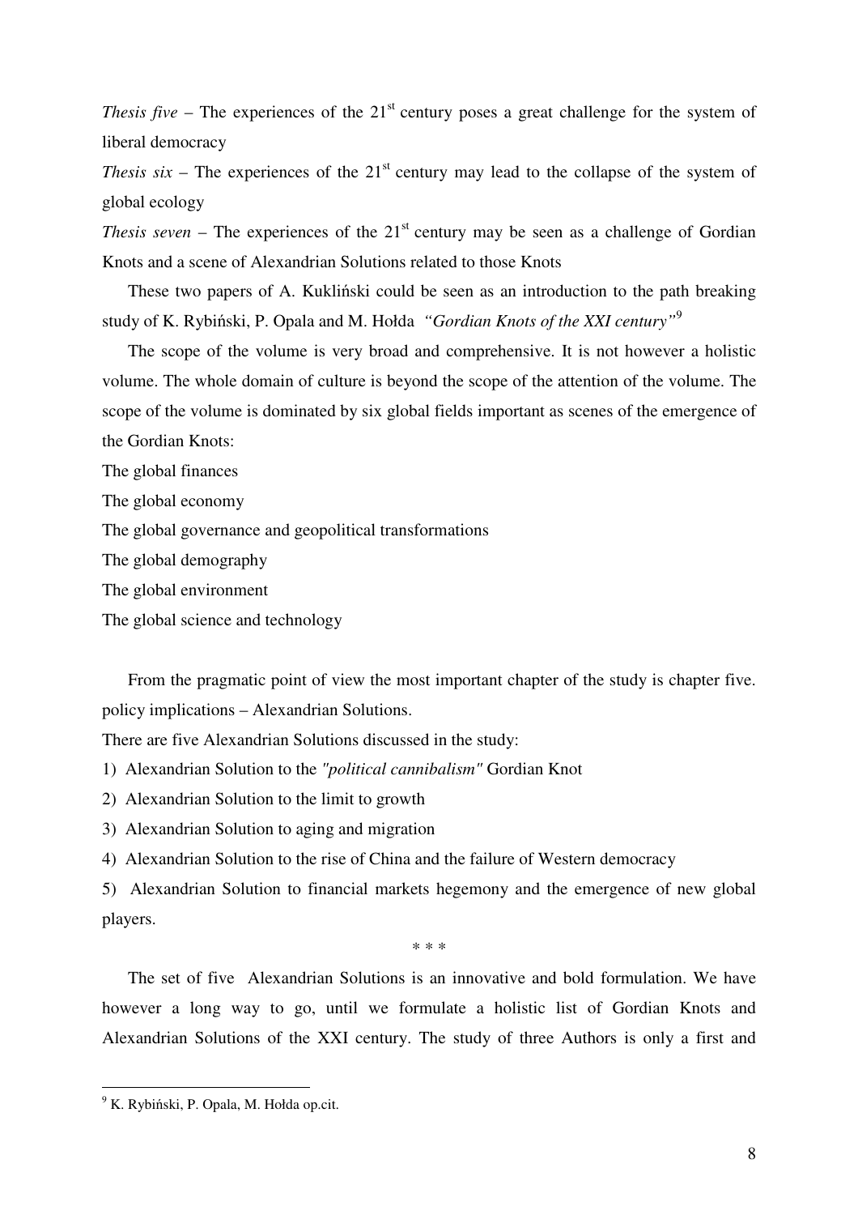*Thesis five* – The experiences of the 21st century poses a great challenge for the system of liberal democracy

*Thesis six* – The experiences of the 21st century may lead to the collapse of the system of global ecology

*Thesis seven* – The experiences of the 21st century may be seen as a challenge of Gordian Knots and a scene of Alexandrian Solutions related to those Knots

These two papers of A. Kukliński could be seen as an introduction to the path breaking study of K. Rybiński, P. Opala and M. Hołda *"Gordian Knots of the XXI century"*[9]

The scope of the volume is very broad and comprehensive. It is not however a holistic volume. The whole domain of culture is beyond the scope of the attention of the volume. The scope of the volume is dominated by six global fields important as scenes of the emergence of the Gordian Knots:

The global finances

The global economy

The global governance and geopolitical transformations

The global demography

The global environment

The global science and technology

From the pragmatic point of view the most important chapter of the study is chapter five. policy implications – Alexandrian Solutions.

There are five Alexandrian Solutions discussed in the study:

1) Alexandrian Solution to the *"political cannibalism"* Gordian Knot
2) Alexandrian Solution to the limit to growth
3) Alexandrian Solution to aging and migration
4) Alexandrian Solution to the rise of China and the failure of Western democracy
5) Alexandrian Solution to financial markets hegemony and the emergence of new global players.

\* \* \*

The set of five Alexandrian Solutions is an innovative and bold formulation. We have however a long way to go, until we formulate a holistic list of Gordian Knots and Alexandrian Solutions of the XXI century. The study of three Authors is only a first and

---

[9] K. Rybiński, P. Opala, M. Hołda op.cit.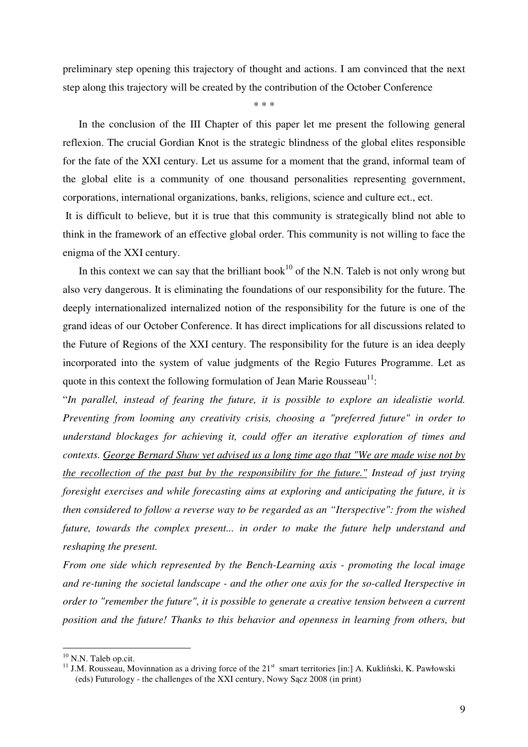preliminary step opening this trajectory of thought and actions. I am convinced that the next step along this trajectory will be created by the contribution of the October Conference

\* \* \*

In the conclusion of the III Chapter of this paper let me present the following general reflexion. The crucial Gordian Knot is the strategic blindness of the global elites responsible for the fate of the XXI century. Let us assume for a moment that the grand, informal team of the global elite is a community of one thousand personalities representing government, corporations, international organizations, banks, religions, science and culture ect., ect.

It is difficult to believe, but it is true that this community is strategically blind not able to think in the framework of an effective global order. This community is not willing to face the enigma of the XXI century.

In this context we can say that the brilliant book[10] of the N.N. Taleb is not only wrong but also very dangerous. It is eliminating the foundations of our responsibility for the future. The deeply internationalized internalized notion of the responsibility for the future is one of the grand ideas of our October Conference. It has direct implications for all discussions related to the Future of Regions of the XXI century. The responsibility for the future is an idea deeply incorporated into the system of value judgments of the Regio Futures Programme. Let as quote in this context the following formulation of Jean Marie Rousseau[11]:

"*In parallel, instead of fearing the future, it is possible to explore an idealistie world. Preventing from looming any creativity crisis, choosing a "preferred future" in order to understand blockages for achieving it, could offer an iterative exploration of times and contexts. <u>George Bernard Shaw yet advised us a long time ago that "We are made wise not by the recollection of the past but by the responsibility for the future."</u> Instead of just trying foresight exercises and while forecasting aims at exploring and anticipating the future, it is then considered to follow a reverse way to be regarded as an "Iterspective": from the wished future, towards the complex present... in order to make the future help understand and reshaping the present.*

*From one side which represented by the Bench-Learning axis - promoting the local image and re-tuning the societal landscape - and the other one axis for the so-called Iterspective in order to "remember the future", it is possible to generate a creative tension between a current position and the future! Thanks to this behavior and openness in learning from others, but*

---

[10] N.N. Taleb op.cit.

[11] J.M. Rousseau, Movinnation as a driving force of the 21st smart territories [in:] A. Kukliński, K. Pawłowski (eds) Futurology - the challenges of the XXI century, Nowy Sącz 2008 (in print)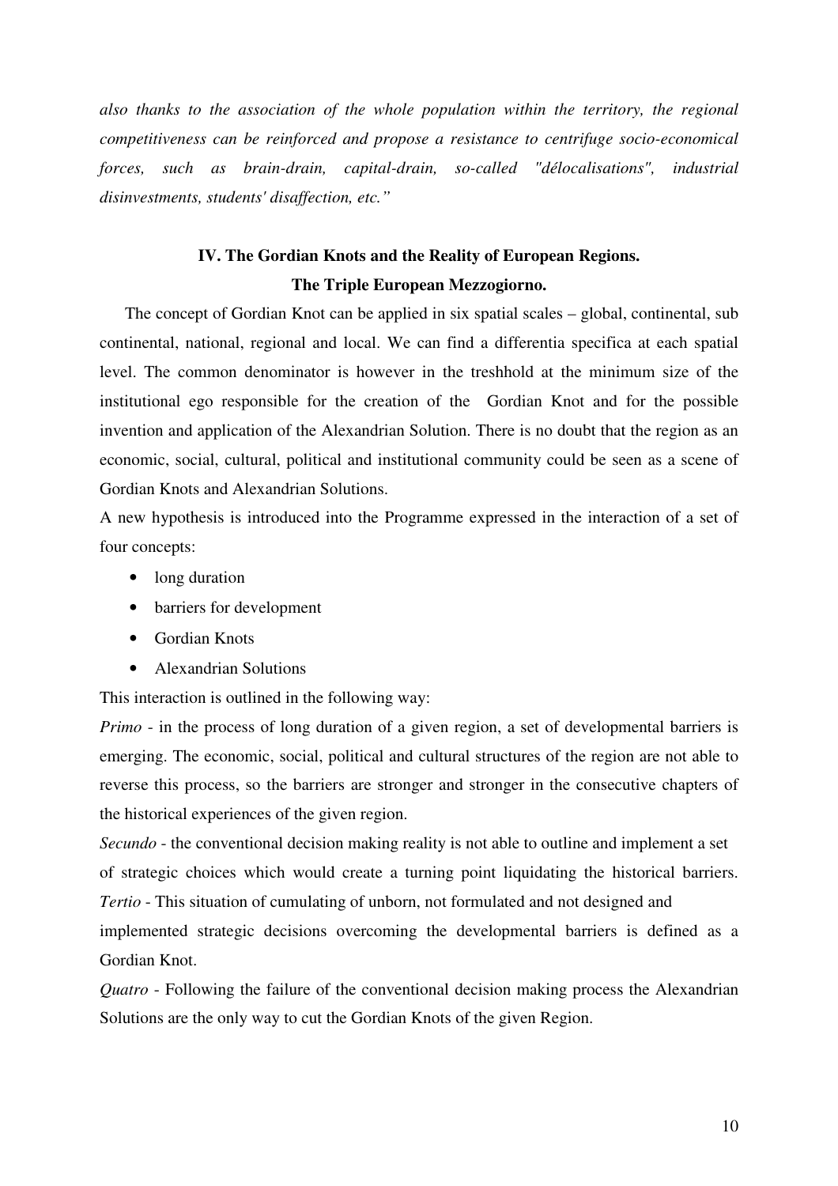*also thanks to the association of the whole population within the territory, the regional competitiveness can be reinforced and propose a resistance to centrifuge socio-economical forces, such as brain-drain, capital-drain, so-called "délocalisations", industrial disinvestments, students' disaffection, etc."*

## IV. The Gordian Knots and the Reality of European Regions. The Triple European Mezzogiorno.

The concept of Gordian Knot can be applied in six spatial scales – global, continental, sub continental, national, regional and local. We can find a differentia specifica at each spatial level. The common denominator is however in the treshhold at the minimum size of the institutional ego responsible for the creation of the Gordian Knot and for the possible invention and application of the Alexandrian Solution. There is no doubt that the region as an economic, social, cultural, political and institutional community could be seen as a scene of Gordian Knots and Alexandrian Solutions.

A new hypothesis is introduced into the Programme expressed in the interaction of a set of four concepts:

- long duration
- barriers for development
- Gordian Knots
- Alexandrian Solutions

This interaction is outlined in the following way:

*Primo* - in the process of long duration of a given region, a set of developmental barriers is emerging. The economic, social, political and cultural structures of the region are not able to reverse this process, so the barriers are stronger and stronger in the consecutive chapters of the historical experiences of the given region.

*Secundo* - the conventional decision making reality is not able to outline and implement a set of strategic choices which would create a turning point liquidating the historical barriers.

*Tertio* - This situation of cumulating of unborn, not formulated and not designed and implemented strategic decisions overcoming the developmental barriers is defined as a Gordian Knot.

*Quatro* - Following the failure of the conventional decision making process the Alexandrian Solutions are the only way to cut the Gordian Knots of the given Region.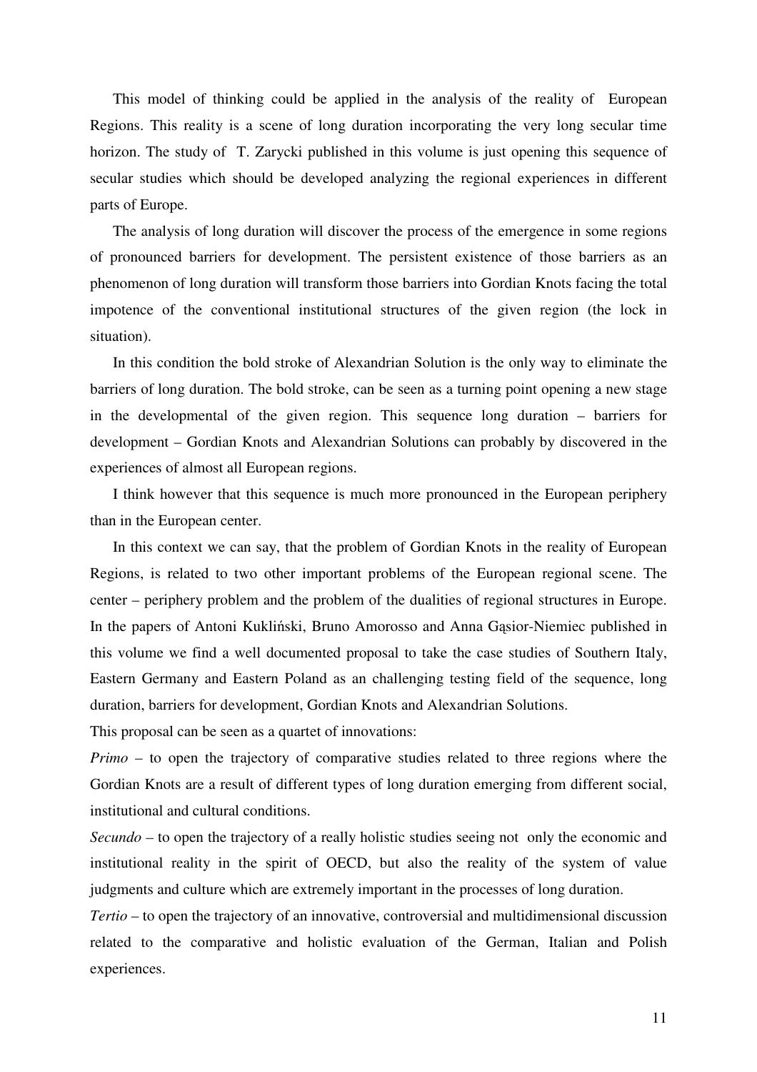This model of thinking could be applied in the analysis of the reality of European Regions. This reality is a scene of long duration incorporating the very long secular time horizon. The study of T. Zarycki published in this volume is just opening this sequence of secular studies which should be developed analyzing the regional experiences in different parts of Europe.

The analysis of long duration will discover the process of the emergence in some regions of pronounced barriers for development. The persistent existence of those barriers as an phenomenon of long duration will transform those barriers into Gordian Knots facing the total impotence of the conventional institutional structures of the given region (the lock in situation).

In this condition the bold stroke of Alexandrian Solution is the only way to eliminate the barriers of long duration. The bold stroke, can be seen as a turning point opening a new stage in the developmental of the given region. This sequence long duration – barriers for development – Gordian Knots and Alexandrian Solutions can probably by discovered in the experiences of almost all European regions.

I think however that this sequence is much more pronounced in the European periphery than in the European center.

In this context we can say, that the problem of Gordian Knots in the reality of European Regions, is related to two other important problems of the European regional scene. The center – periphery problem and the problem of the dualities of regional structures in Europe. In the papers of Antoni Kukliński, Bruno Amorosso and Anna Gąsior-Niemiec published in this volume we find a well documented proposal to take the case studies of Southern Italy, Eastern Germany and Eastern Poland as an challenging testing field of the sequence, long duration, barriers for development, Gordian Knots and Alexandrian Solutions.

This proposal can be seen as a quartet of innovations:

*Primo* – to open the trajectory of comparative studies related to three regions where the Gordian Knots are a result of different types of long duration emerging from different social, institutional and cultural conditions.

*Secundo* – to open the trajectory of a really holistic studies seeing not only the economic and institutional reality in the spirit of OECD, but also the reality of the system of value judgments and culture which are extremely important in the processes of long duration.

*Tertio* – to open the trajectory of an innovative, controversial and multidimensional discussion related to the comparative and holistic evaluation of the German, Italian and Polish experiences.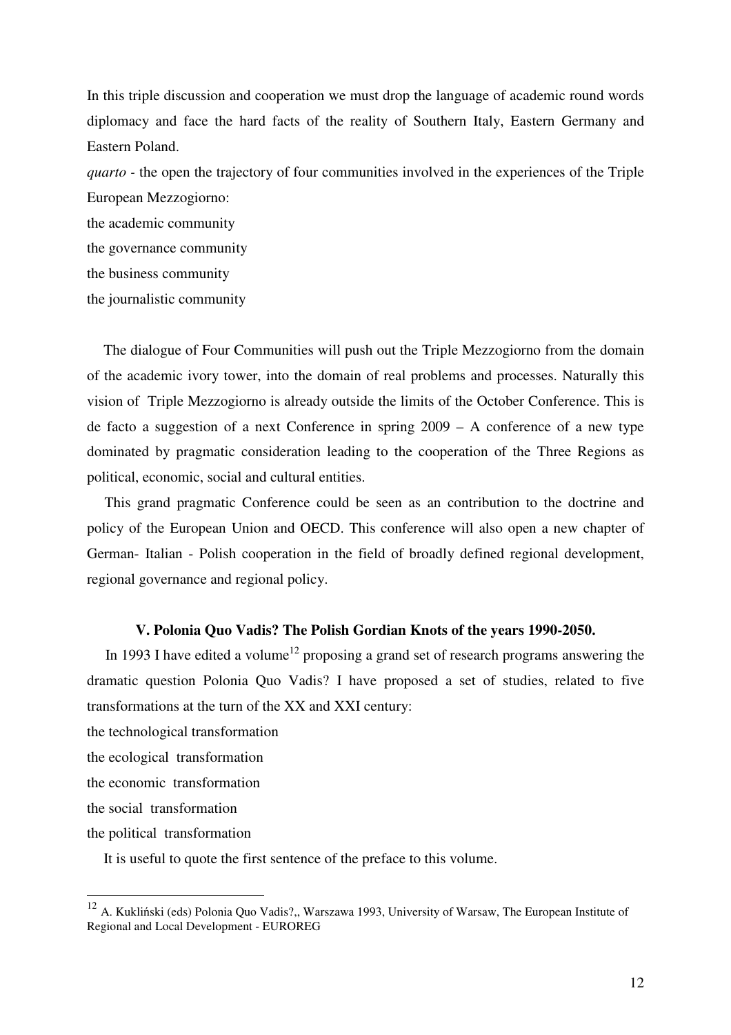In this triple discussion and cooperation we must drop the language of academic round words diplomacy and face the hard facts of the reality of Southern Italy, Eastern Germany and Eastern Poland.

*quarto* - the open the trajectory of four communities involved in the experiences of the Triple European Mezzogiorno:

the academic community

the governance community

the business community

the journalistic community

The dialogue of Four Communities will push out the Triple Mezzogiorno from the domain of the academic ivory tower, into the domain of real problems and processes. Naturally this vision of Triple Mezzogiorno is already outside the limits of the October Conference. This is de facto a suggestion of a next Conference in spring 2009 – A conference of a new type dominated by pragmatic consideration leading to the cooperation of the Three Regions as political, economic, social and cultural entities.

This grand pragmatic Conference could be seen as an contribution to the doctrine and policy of the European Union and OECD. This conference will also open a new chapter of German- Italian - Polish cooperation in the field of broadly defined regional development, regional governance and regional policy.

## V. Polonia Quo Vadis? The Polish Gordian Knots of the years 1990-2050.

In 1993 I have edited a volume[12] proposing a grand set of research programs answering the dramatic question Polonia Quo Vadis? I have proposed a set of studies, related to five transformations at the turn of the XX and XXI century:

the technological transformation

the ecological transformation

the economic transformation

the social transformation

the political transformation

It is useful to quote the first sentence of the preface to this volume.

---

[12] A. Kukliński (eds) Polonia Quo Vadis?,, Warszawa 1993, University of Warsaw, The European Institute of Regional and Local Development - EUROREG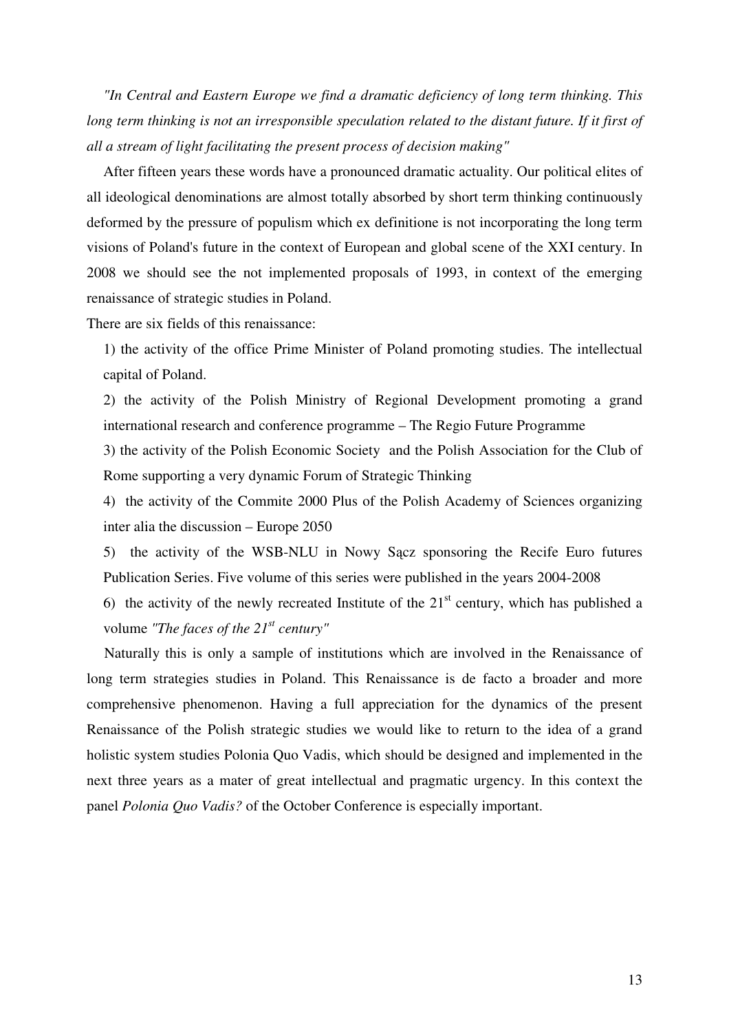*"In Central and Eastern Europe we find a dramatic deficiency of long term thinking. This long term thinking is not an irresponsible speculation related to the distant future. If it first of all a stream of light facilitating the present process of decision making"*

After fifteen years these words have a pronounced dramatic actuality. Our political elites of all ideological denominations are almost totally absorbed by short term thinking continuously deformed by the pressure of populism which ex definitione is not incorporating the long term visions of Poland's future in the context of European and global scene of the XXI century. In 2008 we should see the not implemented proposals of 1993, in context of the emerging renaissance of strategic studies in Poland.

There are six fields of this renaissance:

1) the activity of the office Prime Minister of Poland promoting studies. The intellectual capital of Poland.

2) the activity of the Polish Ministry of Regional Development promoting a grand international research and conference programme – The Regio Future Programme

3) the activity of the Polish Economic Society and the Polish Association for the Club of Rome supporting a very dynamic Forum of Strategic Thinking

4) the activity of the Commite 2000 Plus of the Polish Academy of Sciences organizing inter alia the discussion – Europe 2050

5) the activity of the WSB-NLU in Nowy Sącz sponsoring the Recife Euro futures Publication Series. Five volume of this series were published in the years 2004-2008

6) the activity of the newly recreated Institute of the 21st century, which has published a volume *"The faces of the 21st century"*

Naturally this is only a sample of institutions which are involved in the Renaissance of long term strategies studies in Poland. This Renaissance is de facto a broader and more comprehensive phenomenon. Having a full appreciation for the dynamics of the present Renaissance of the Polish strategic studies we would like to return to the idea of a grand holistic system studies Polonia Quo Vadis, which should be designed and implemented in the next three years as a mater of great intellectual and pragmatic urgency. In this context the panel *Polonia Quo Vadis?* of the October Conference is especially important.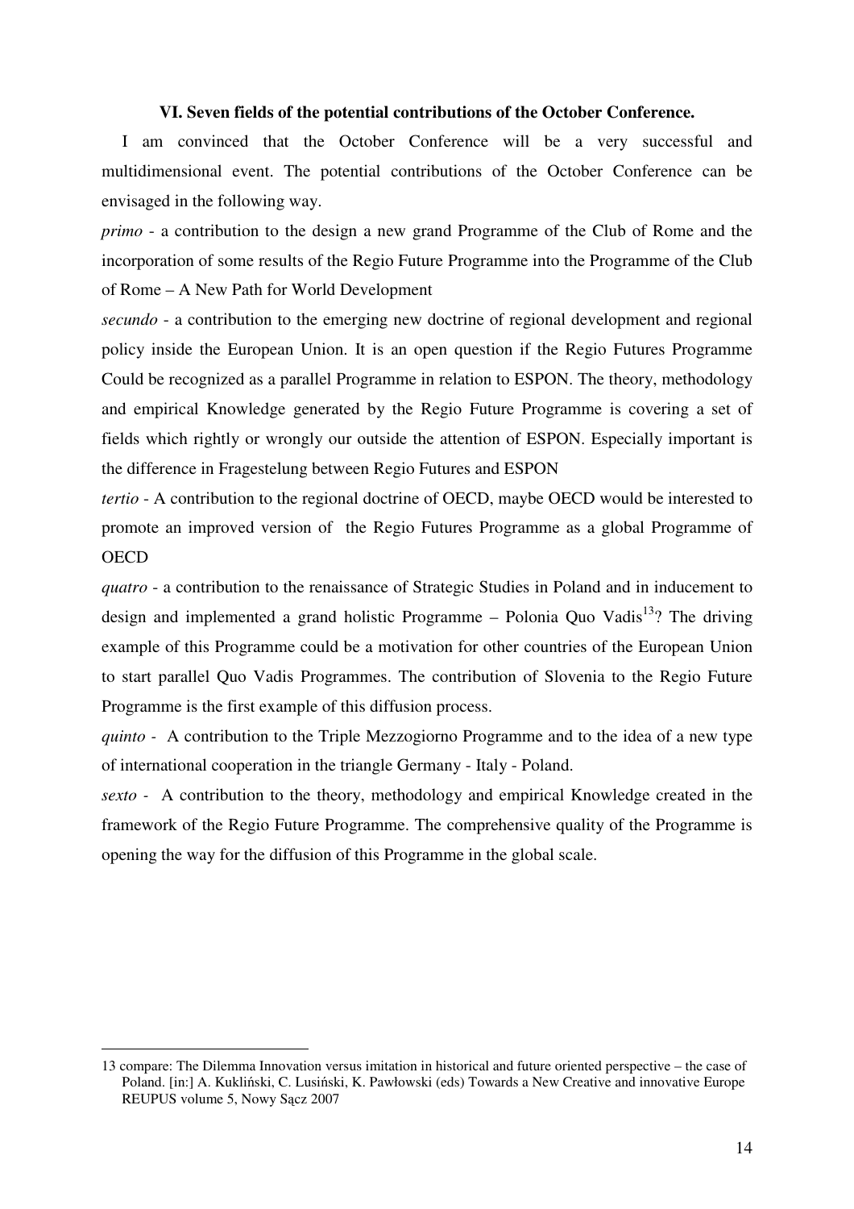### VI. Seven fields of the potential contributions of the October Conference.

I am convinced that the October Conference will be a very successful and multidimensional event. The potential contributions of the October Conference can be envisaged in the following way.

*primo* - a contribution to the design a new grand Programme of the Club of Rome and the incorporation of some results of the Regio Future Programme into the Programme of the Club of Rome – A New Path for World Development

*secundo* - a contribution to the emerging new doctrine of regional development and regional policy inside the European Union. It is an open question if the Regio Futures Programme Could be recognized as a parallel Programme in relation to ESPON. The theory, methodology and empirical Knowledge generated by the Regio Future Programme is covering a set of fields which rightly or wrongly our outside the attention of ESPON. Especially important is the difference in Fragestelung between Regio Futures and ESPON

*tertio* - A contribution to the regional doctrine of OECD, maybe OECD would be interested to promote an improved version of the Regio Futures Programme as a global Programme of OECD

*quatro* - a contribution to the renaissance of Strategic Studies in Poland and in inducement to design and implemented a grand holistic Programme – Polonia Quo Vadis[13]? The driving example of this Programme could be a motivation for other countries of the European Union to start parallel Quo Vadis Programmes. The contribution of Slovenia to the Regio Future Programme is the first example of this diffusion process.

*quinto* - A contribution to the Triple Mezzogiorno Programme and to the idea of a new type of international cooperation in the triangle Germany - Italy - Poland.

*sexto* - A contribution to the theory, methodology and empirical Knowledge created in the framework of the Regio Future Programme. The comprehensive quality of the Programme is opening the way for the diffusion of this Programme in the global scale.

---

13 compare: The Dilemma Innovation versus imitation in historical and future oriented perspective – the case of Poland. [in:] A. Kukliński, C. Lusiński, K. Pawłowski (eds) Towards a New Creative and innovative Europe REUPUS volume 5, Nowy Sącz 2007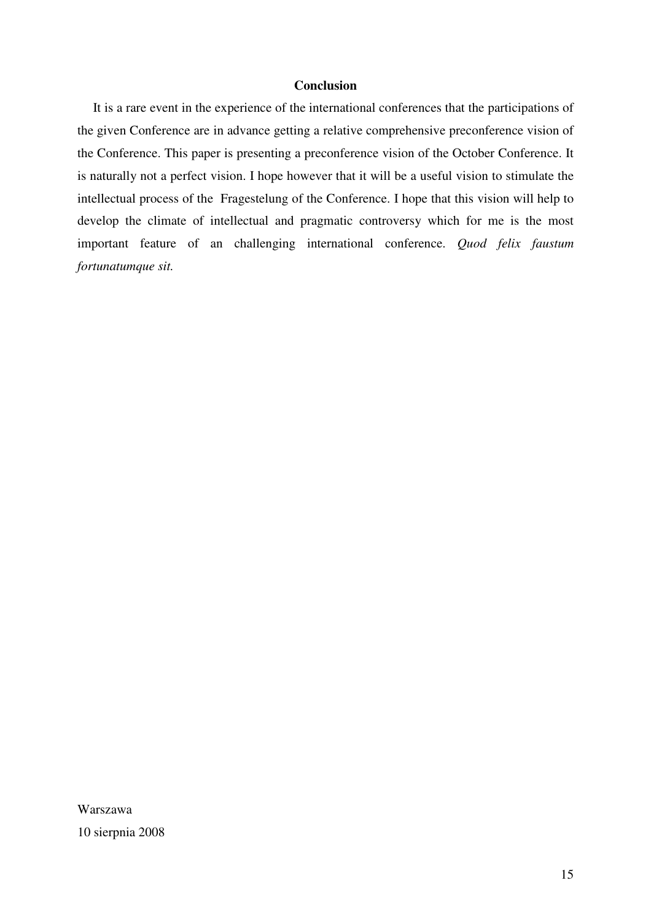## Conclusion

It is a rare event in the experience of the international conferences that the participations of the given Conference are in advance getting a relative comprehensive preconference vision of the Conference. This paper is presenting a preconference vision of the October Conference. It is naturally not a perfect vision. I hope however that it will be a useful vision to stimulate the intellectual process of the Fragestelung of the Conference. I hope that this vision will help to develop the climate of intellectual and pragmatic controversy which for me is the most important feature of an challenging international conference. *Quod felix faustum fortunatumque sit.*

Warszawa

10 sierpnia 2008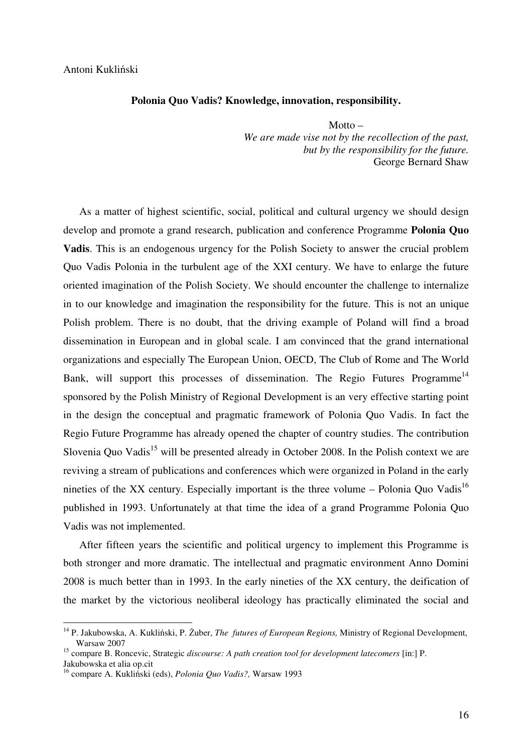Antoni Kukliński

**Polonia Quo Vadis? Knowledge, innovation, responsibility.**

Motto –
*We are made vise not by the recollection of the past,*
*but by the responsibility for the future.*
George Bernard Shaw

As a matter of highest scientific, social, political and cultural urgency we should design develop and promote a grand research, publication and conference Programme **Polonia Quo Vadis**. This is an endogenous urgency for the Polish Society to answer the crucial problem Quo Vadis Polonia in the turbulent age of the XXI century. We have to enlarge the future oriented imagination of the Polish Society. We should encounter the challenge to internalize in to our knowledge and imagination the responsibility for the future. This is not an unique Polish problem. There is no doubt, that the driving example of Poland will find a broad dissemination in European and in global scale. I am convinced that the grand international organizations and especially The European Union, OECD, The Club of Rome and The World Bank, will support this processes of dissemination. The Regio Futures Programme[14] sponsored by the Polish Ministry of Regional Development is an very effective starting point in the design the conceptual and pragmatic framework of Polonia Quo Vadis. In fact the Regio Future Programme has already opened the chapter of country studies. The contribution Slovenia Quo Vadis[15] will be presented already in October 2008. In the Polish context we are reviving a stream of publications and conferences which were organized in Poland in the early nineties of the XX century. Especially important is the three volume – Polonia Quo Vadis[16] published in 1993. Unfortunately at that time the idea of a grand Programme Polonia Quo Vadis was not implemented.

After fifteen years the scientific and political urgency to implement this Programme is both stronger and more dramatic. The intellectual and pragmatic environment Anno Domini 2008 is much better than in 1993. In the early nineties of the XX century, the deification of the market by the victorious neoliberal ideology has practically eliminated the social and

---

[14] P. Jakubowska, A. Kukliński, P. Żuber, *The futures of European Regions,* Ministry of Regional Development, Warsaw 2007

[15] compare B. Roncevic, Strategic *discourse: A path creation tool for development latecomers* [in:] P. Jakubowska et alia op.cit

[16] compare A. Kukliński (eds), *Polonia Quo Vadis?,* Warsaw 1993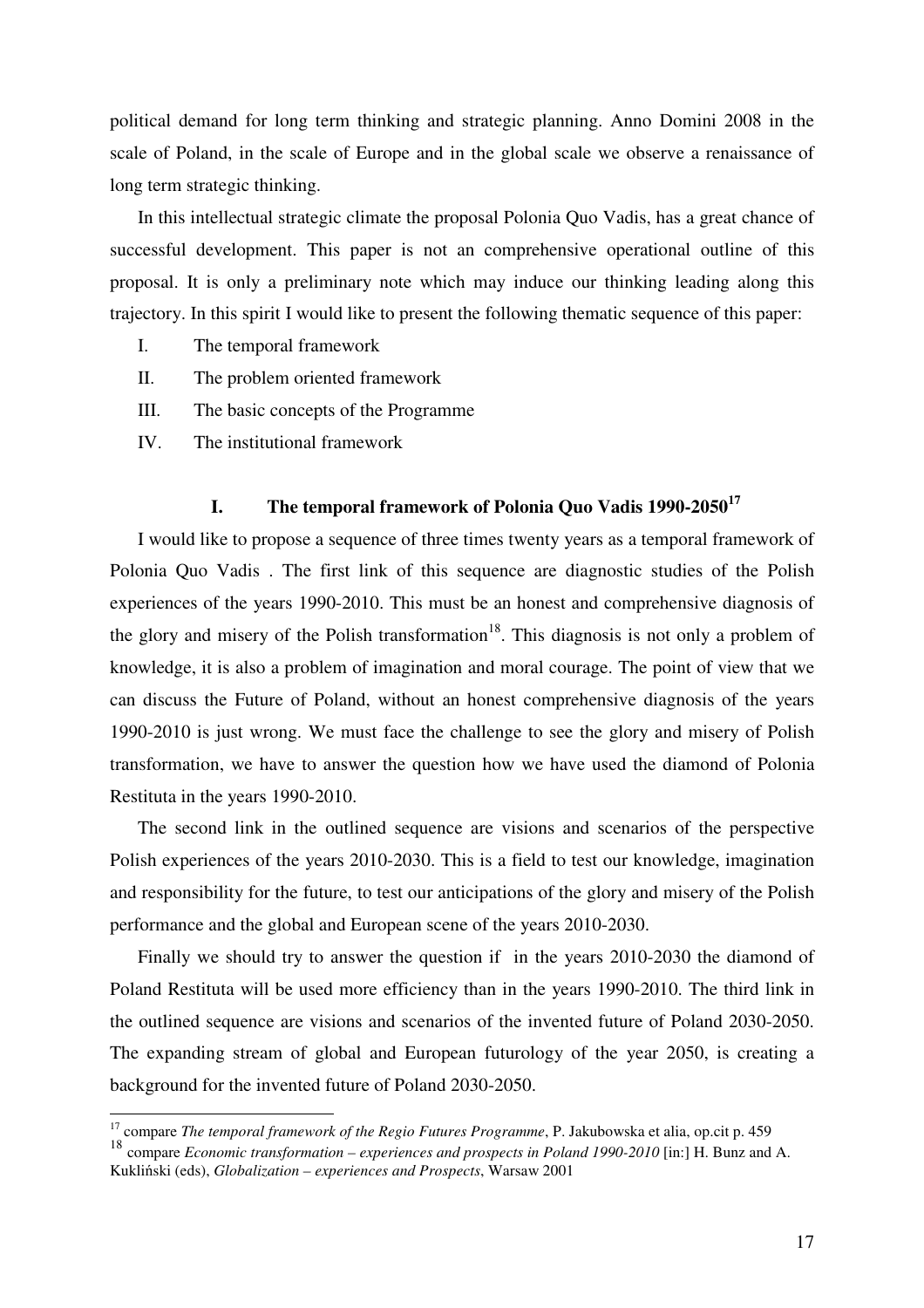political demand for long term thinking and strategic planning. Anno Domini 2008 in the scale of Poland, in the scale of Europe and in the global scale we observe a renaissance of long term strategic thinking.

In this intellectual strategic climate the proposal Polonia Quo Vadis, has a great chance of successful development. This paper is not an comprehensive operational outline of this proposal. It is only a preliminary note which may induce our thinking leading along this trajectory. In this spirit I would like to present the following thematic sequence of this paper:

I. The temporal framework

II. The problem oriented framework

III. The basic concepts of the Programme

IV. The institutional framework

## I. The temporal framework of Polonia Quo Vadis 1990-2050[17]

I would like to propose a sequence of three times twenty years as a temporal framework of Polonia Quo Vadis . The first link of this sequence are diagnostic studies of the Polish experiences of the years 1990-2010. This must be an honest and comprehensive diagnosis of the glory and misery of the Polish transformation[18]. This diagnosis is not only a problem of knowledge, it is also a problem of imagination and moral courage. The point of view that we can discuss the Future of Poland, without an honest comprehensive diagnosis of the years 1990-2010 is just wrong. We must face the challenge to see the glory and misery of Polish transformation, we have to answer the question how we have used the diamond of Polonia Restituta in the years 1990-2010.

The second link in the outlined sequence are visions and scenarios of the perspective Polish experiences of the years 2010-2030. This is a field to test our knowledge, imagination and responsibility for the future, to test our anticipations of the glory and misery of the Polish performance and the global and European scene of the years 2010-2030.

Finally we should try to answer the question if in the years 2010-2030 the diamond of Poland Restituta will be used more efficiency than in the years 1990-2010. The third link in the outlined sequence are visions and scenarios of the invented future of Poland 2030-2050. The expanding stream of global and European futurology of the year 2050, is creating a background for the invented future of Poland 2030-2050.

---

[17] compare *The temporal framework of the Regio Futures Programme*, P. Jakubowska et alia, op.cit p. 459

[18] compare *Economic transformation – experiences and prospects in Poland 1990-2010* [in:] H. Bunz and A. Kukliński (eds), *Globalization – experiences and Prospects*, Warsaw 2001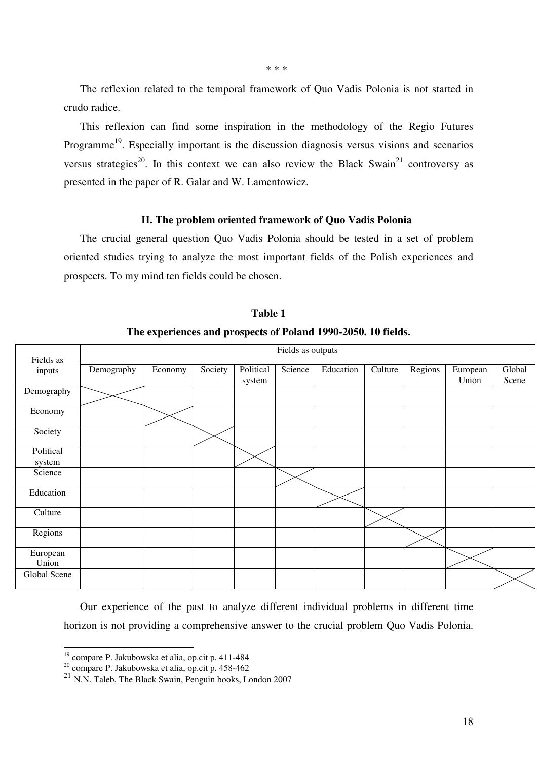\* \* \*

The reflexion related to the temporal framework of Quo Vadis Polonia is not started in crudo radice.

This reflexion can find some inspiration in the methodology of the Regio Futures Programme[19]. Especially important is the discussion diagnosis versus visions and scenarios versus strategies[20]. In this context we can also review the Black Swain[21] controversy as presented in the paper of R. Galar and W. Lamentowicz.

### II. The problem oriented framework of Quo Vadis Polonia

The crucial general question Quo Vadis Polonia should be tested in a set of problem oriented studies trying to analyze the most important fields of the Polish experiences and prospects. To my mind ten fields could be chosen.

**Table 1**

**The experiences and prospects of Poland 1990-2050. 10 fields.**

| Fields as inputs | Fields as outputs | | | | | | | | | |
|---|---|---|---|---|---|---|---|---|---|---|
| | Demography | Economy | Society | Political system | Science | Education | Culture | Regions | European Union | Global Scene |
| Demography | X | | | | | | | | | |
| Economy | | X | | | | | | | | |
| Society | | | X | | | | | | | |
| Political system | | | | X | | | | | | |
| Science | | | | | X | | | | | |
| Education | | | | | | X | | | | |
| Culture | | | | | | | X | | | |
| Regions | | | | | | | | X | | |
| European Union | | | | | | | | | X | |
| Global Scene | | | | | | | | | | X |

Our experience of the past to analyze different individual problems in different time horizon is not providing a comprehensive answer to the crucial problem Quo Vadis Polonia.

---

[19] compare P. Jakubowska et alia, op.cit p. 411-484

[20] compare P. Jakubowska et alia, op.cit p. 458-462

[21] N.N. Taleb, The Black Swain, Penguin books, London 2007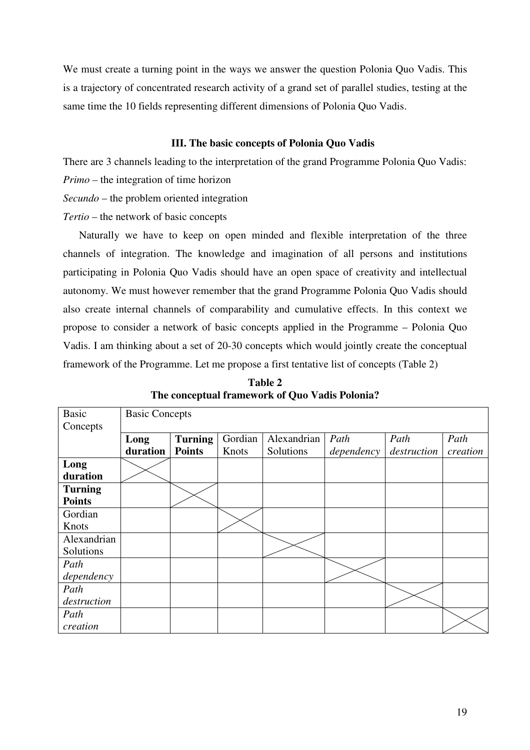We must create a turning point in the ways we answer the question Polonia Quo Vadis. This is a trajectory of concentrated research activity of a grand set of parallel studies, testing at the same time the 10 fields representing different dimensions of Polonia Quo Vadis.

### III. The basic concepts of Polonia Quo Vadis

There are 3 channels leading to the interpretation of the grand Programme Polonia Quo Vadis:

*Primo* – the integration of time horizon

*Secundo* – the problem oriented integration

*Tertio* – the network of basic concepts

Naturally we have to keep on open minded and flexible interpretation of the three channels of integration. The knowledge and imagination of all persons and institutions participating in Polonia Quo Vadis should have an open space of creativity and intellectual autonomy. We must however remember that the grand Programme Polonia Quo Vadis should also create internal channels of comparability and cumulative effects. In this context we propose to consider a network of basic concepts applied in the Programme – Polonia Quo Vadis. I am thinking about a set of 20-30 concepts which would jointly create the conceptual framework of the Programme. Let me propose a first tentative list of concepts (Table 2)

**Table 2**
**The conceptual framework of Quo Vadis Polonia?**

| Basic Concepts | Basic Concepts | | | | | | |
|---|---|---|---|---|---|---|---|
| | **Long duration** | **Turning Points** | Gordian Knots | Alexandrian Solutions | *Path dependency* | *Path destruction* | *Path creation* |
| **Long duration** | X | | | | | | |
| **Turning Points** | | X | | | | | |
| Gordian Knots | | | X | | | | |
| Alexandrian Solutions | | | | X | | | |
| *Path dependency* | | | | | X | | |
| *Path destruction* | | | | | | X | |
| *Path creation* | | | | | | | X |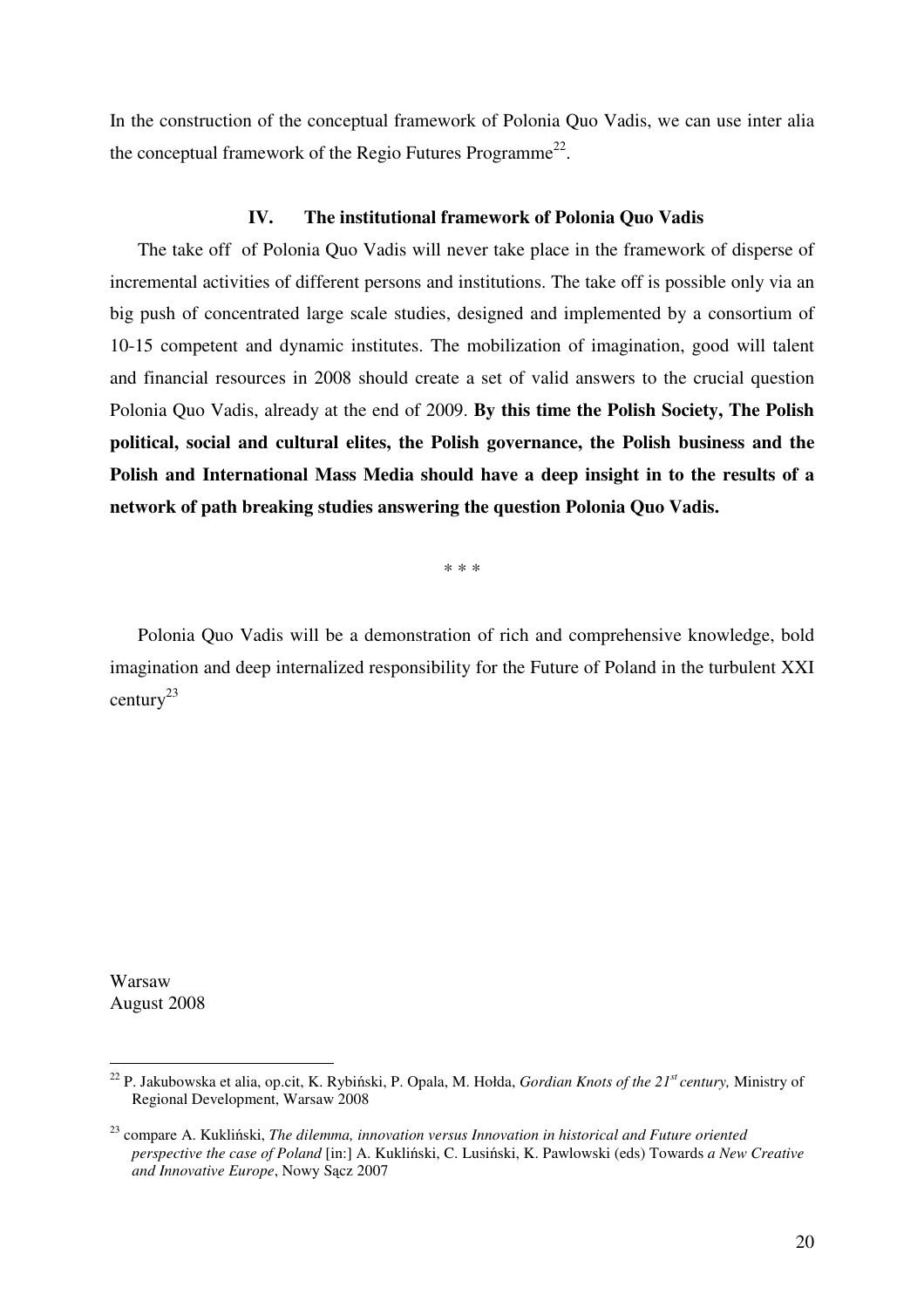In the construction of the conceptual framework of Polonia Quo Vadis, we can use inter alia the conceptual framework of the Regio Futures Programme[22].

## IV. The institutional framework of Polonia Quo Vadis

The take off of Polonia Quo Vadis will never take place in the framework of disperse of incremental activities of different persons and institutions. The take off is possible only via an big push of concentrated large scale studies, designed and implemented by a consortium of 10-15 competent and dynamic institutes. The mobilization of imagination, good will talent and financial resources in 2008 should create a set of valid answers to the crucial question Polonia Quo Vadis, already at the end of 2009. **By this time the Polish Society, The Polish political, social and cultural elites, the Polish governance, the Polish business and the Polish and International Mass Media should have a deep insight in to the results of a network of path breaking studies answering the question Polonia Quo Vadis.**

\* \* \*

Polonia Quo Vadis will be a demonstration of rich and comprehensive knowledge, bold imagination and deep internalized responsibility for the Future of Poland in the turbulent XXI century[23]

Warsaw
August 2008

---

[22] P. Jakubowska et alia, op.cit, K. Rybiński, P. Opala, M. Hołda, *Gordian Knots of the 21st century,* Ministry of Regional Development, Warsaw 2008

[23] compare A. Kukliński, *The dilemma, innovation versus Innovation in historical and Future oriented perspective the case of Poland* [in:] A. Kukliński, C. Lusiński, K. Pawlowski (eds) Towards *a New Creative and Innovative Europe*, Nowy Sącz 2007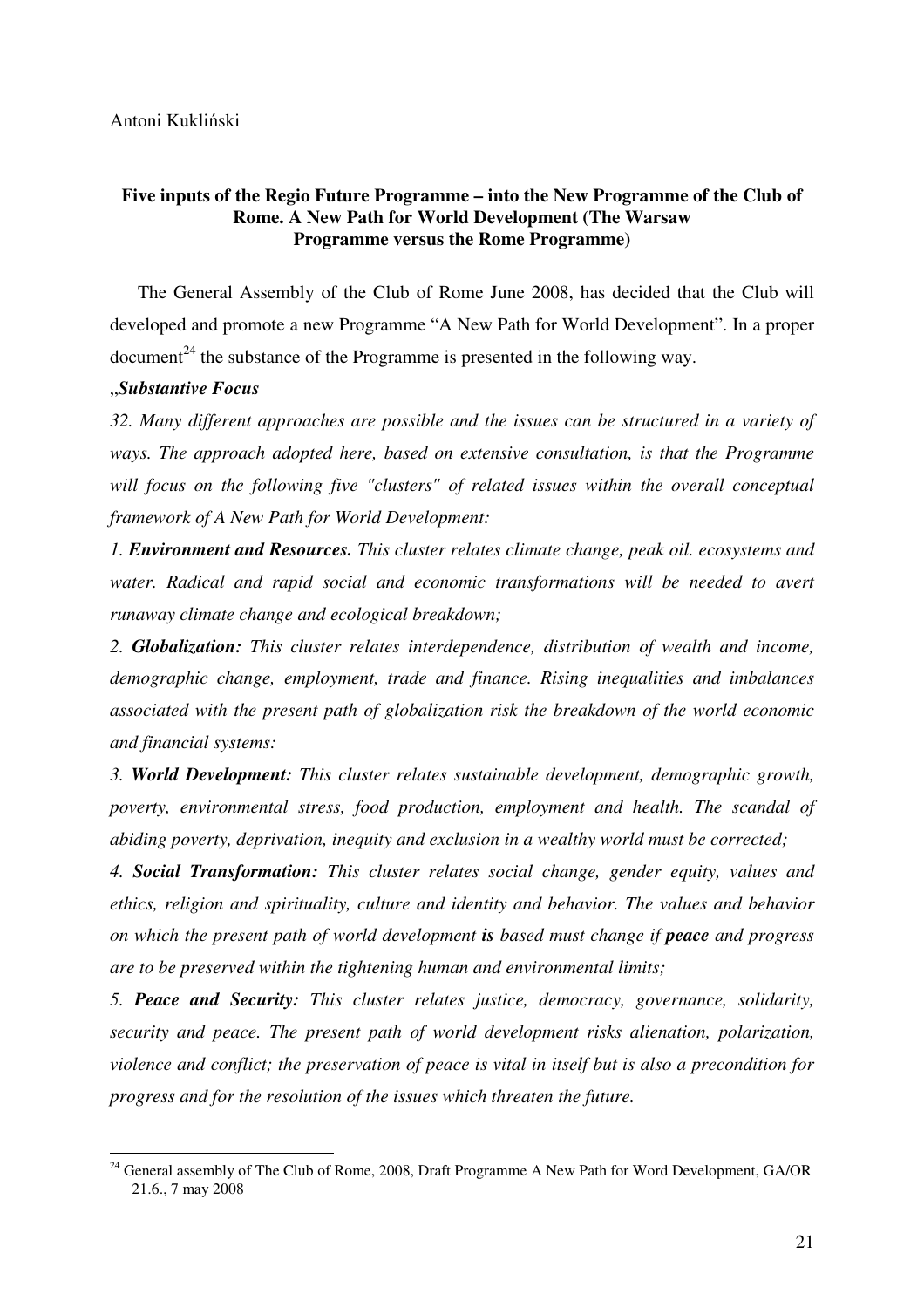Antoni Kukliński

## Five inputs of the Regio Future Programme – into the New Programme of the Club of Rome. A New Path for World Development (The Warsaw Programme versus the Rome Programme)

The General Assembly of the Club of Rome June 2008, has decided that the Club will developed and promote a new Programme "A New Path for World Development". In a proper document[24] the substance of the Programme is presented in the following way.

„***Substantive Focus***

*32. Many different approaches are possible and the issues can be structured in a variety of ways. The approach adopted here, based on extensive consultation, is that the Programme will focus on the following five "clusters" of related issues within the overall conceptual framework of A New Path for World Development:*

*1. **Environment and Resources.** This cluster relates climate change, peak oil. ecosystems and water. Radical and rapid social and economic transformations will be needed to avert runaway climate change and ecological breakdown;*

*2. **Globalization:** This cluster relates interdependence, distribution of wealth and income, demographic change, employment, trade and finance. Rising inequalities and imbalances associated with the present path of globalization risk the breakdown of the world economic and financial systems:*

*3. **World Development:** This cluster relates sustainable development, demographic growth, poverty, environmental stress, food production, employment and health. The scandal of abiding poverty, deprivation, inequity and exclusion in a wealthy world must be corrected;*

*4. **Social Transformation:** This cluster relates social change, gender equity, values and ethics, religion and spirituality, culture and identity and behavior. The values and behavior on which the present path of world development **is** based must change if **peace** and progress are to be preserved within the tightening human and environmental limits;*

*5. **Peace and Security:** This cluster relates justice, democracy, governance, solidarity, security and peace. The present path of world development risks alienation, polarization, violence and conflict; the preservation of peace is vital in itself but is also a precondition for progress and for the resolution of the issues which threaten the future.*

---

[24] General assembly of The Club of Rome, 2008, Draft Programme A New Path for Word Development, GA/OR 21.6., 7 may 2008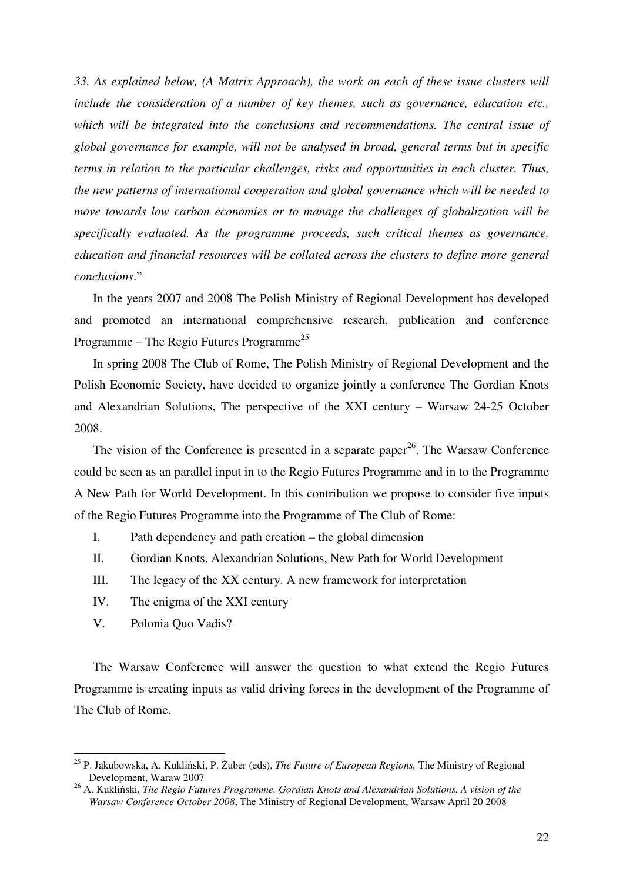*33. As explained below, (A Matrix Approach), the work on each of these issue clusters will include the consideration of a number of key themes, such as governance, education etc., which will be integrated into the conclusions and recommendations. The central issue of global governance for example, will not be analysed in broad, general terms but in specific terms in relation to the particular challenges, risks and opportunities in each cluster. Thus, the new patterns of international cooperation and global governance which will be needed to move towards low carbon economies or to manage the challenges of globalization will be specifically evaluated. As the programme proceeds, such critical themes as governance, education and financial resources will be collated across the clusters to define more general conclusions*."

In the years 2007 and 2008 The Polish Ministry of Regional Development has developed and promoted an international comprehensive research, publication and conference Programme – The Regio Futures Programme[25]

In spring 2008 The Club of Rome, The Polish Ministry of Regional Development and the Polish Economic Society, have decided to organize jointly a conference The Gordian Knots and Alexandrian Solutions, The perspective of the XXI century – Warsaw 24-25 October 2008.

The vision of the Conference is presented in a separate paper[26]. The Warsaw Conference could be seen as an parallel input in to the Regio Futures Programme and in to the Programme A New Path for World Development. In this contribution we propose to consider five inputs of the Regio Futures Programme into the Programme of The Club of Rome:

I. Path dependency and path creation – the global dimension

II. Gordian Knots, Alexandrian Solutions, New Path for World Development

III. The legacy of the XX century. A new framework for interpretation

IV. The enigma of the XXI century

V. Polonia Quo Vadis?

The Warsaw Conference will answer the question to what extend the Regio Futures Programme is creating inputs as valid driving forces in the development of the Programme of The Club of Rome.

---

[25] P. Jakubowska, A. Kukliński, P. Żuber (eds), *The Future of European Regions,* The Ministry of Regional Development, Waraw 2007

[26] A. Kukliński, *The Regio Futures Programme, Gordian Knots and Alexandrian Solutions. A vision of the Warsaw Conference October 2008*, The Ministry of Regional Development, Warsaw April 20 2008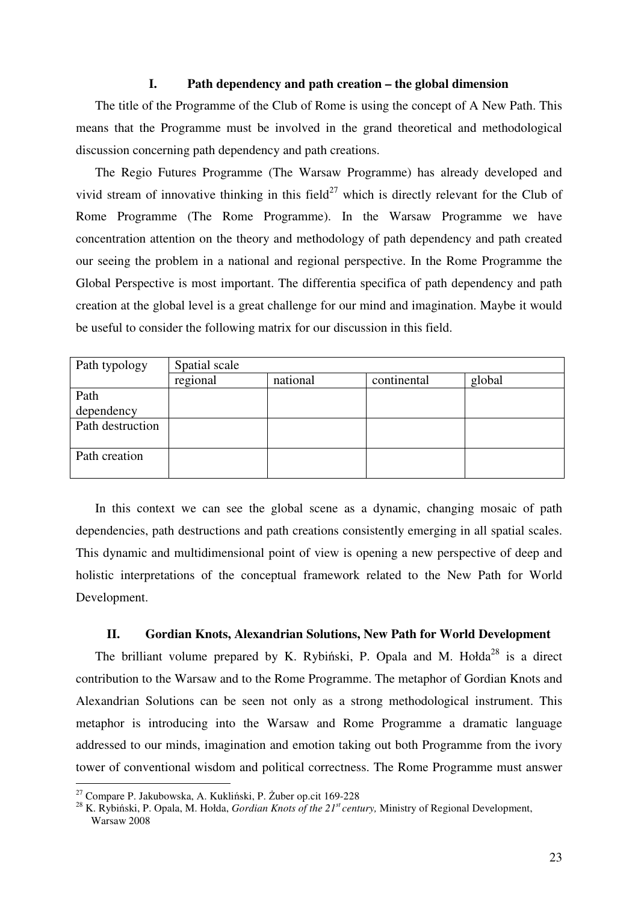## I. Path dependency and path creation – the global dimension

The title of the Programme of the Club of Rome is using the concept of A New Path. This means that the Programme must be involved in the grand theoretical and methodological discussion concerning path dependency and path creations.

The Regio Futures Programme (The Warsaw Programme) has already developed and vivid stream of innovative thinking in this field[27] which is directly relevant for the Club of Rome Programme (The Rome Programme). In the Warsaw Programme we have concentration attention on the theory and methodology of path dependency and path created our seeing the problem in a national and regional perspective. In the Rome Programme the Global Perspective is most important. The differentia specifica of path dependency and path creation at the global level is a great challenge for our mind and imagination. Maybe it would be useful to consider the following matrix for our discussion in this field.

| Path typology | Spatial scale | | | |
|---|---|---|---|---|
| | regional | national | continental | global |
| Path dependency | | | | |
| Path destruction | | | | |
| Path creation | | | | |

In this context we can see the global scene as a dynamic, changing mosaic of path dependencies, path destructions and path creations consistently emerging in all spatial scales. This dynamic and multidimensional point of view is opening a new perspective of deep and holistic interpretations of the conceptual framework related to the New Path for World Development.

## II. Gordian Knots, Alexandrian Solutions, New Path for World Development

The brilliant volume prepared by K. Rybiński, P. Opala and M. Hołda[28] is a direct contribution to the Warsaw and to the Rome Programme. The metaphor of Gordian Knots and Alexandrian Solutions can be seen not only as a strong methodological instrument. This metaphor is introducing into the Warsaw and Rome Programme a dramatic language addressed to our minds, imagination and emotion taking out both Programme from the ivory tower of conventional wisdom and political correctness. The Rome Programme must answer

---

[27] Compare P. Jakubowska, A. Kukliński, P. Żuber op.cit 169-228

[28] K. Rybiński, P. Opala, M. Hołda, *Gordian Knots of the 21st century,* Ministry of Regional Development, Warsaw 2008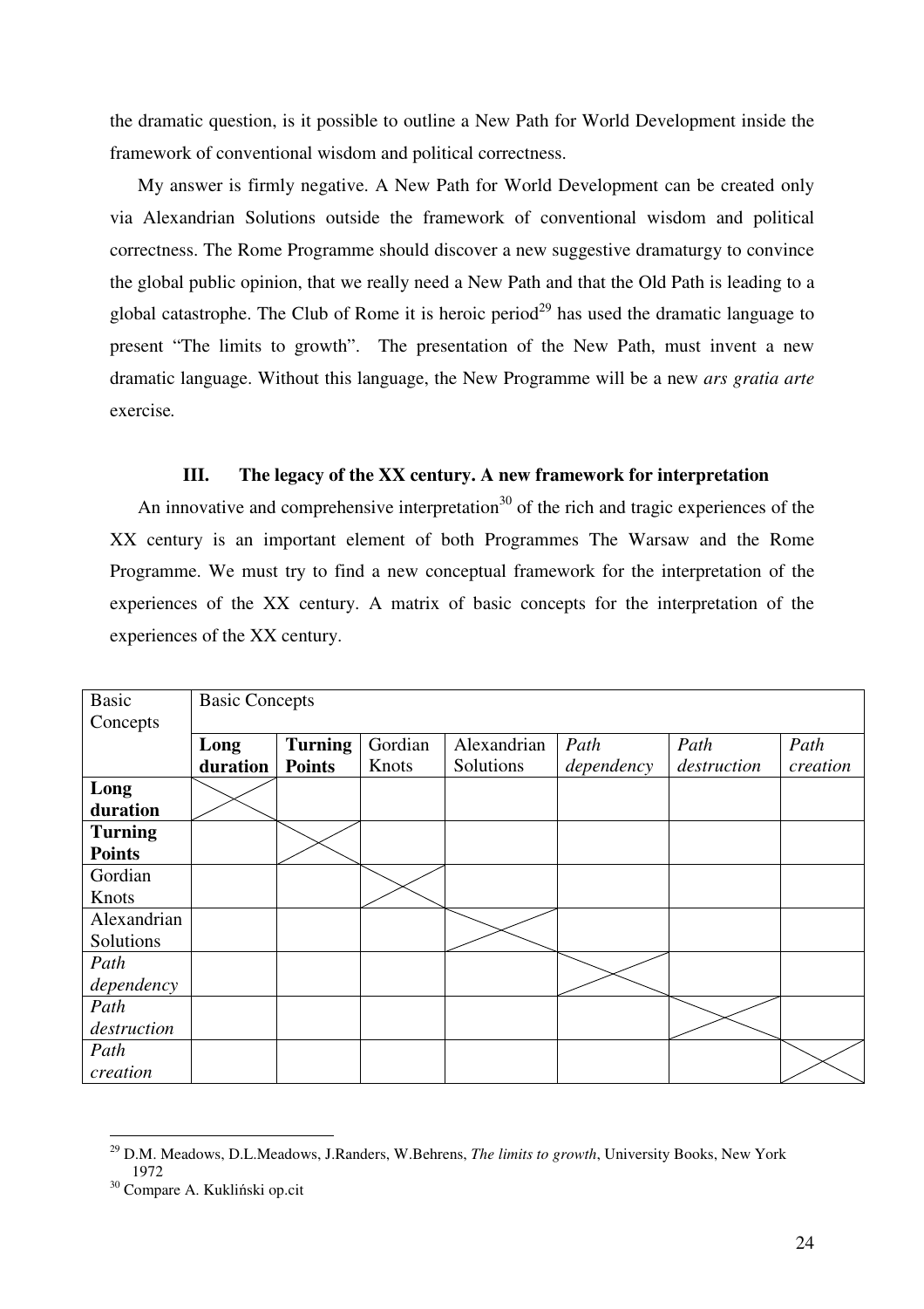the dramatic question, is it possible to outline a New Path for World Development inside the framework of conventional wisdom and political correctness.

My answer is firmly negative. A New Path for World Development can be created only via Alexandrian Solutions outside the framework of conventional wisdom and political correctness. The Rome Programme should discover a new suggestive dramaturgy to convince the global public opinion, that we really need a New Path and that the Old Path is leading to a global catastrophe. The Club of Rome it is heroic period[29] has used the dramatic language to present "The limits to growth". The presentation of the New Path, must invent a new dramatic language. Without this language, the New Programme will be a new *ars gratia arte* exercise.

### III. The legacy of the XX century. A new framework for interpretation

An innovative and comprehensive interpretation[30] of the rich and tragic experiences of the XX century is an important element of both Programmes The Warsaw and the Rome Programme. We must try to find a new conceptual framework for the interpretation of the experiences of the XX century. A matrix of basic concepts for the interpretation of the experiences of the XX century.

| Basic Concepts | Basic Concepts | | | | | | |
|---|---|---|---|---|---|---|---|
| | **Long duration** | **Turning Points** | Gordian Knots | Alexandrian Solutions | *Path dependency* | *Path destruction* | *Path creation* |
| **Long duration** | X | | | | | | |
| **Turning Points** | | X | | | | | |
| Gordian Knots | | | X | | | | |
| Alexandrian Solutions | | | | X | | | |
| *Path dependency* | | | | | X | | |
| *Path destruction* | | | | | | X | |
| *Path creation* | | | | | | | X |

[29] D.M. Meadows, D.L.Meadows, J.Randers, W.Behrens, *The limits to growth*, University Books, New York 1972

[30] Compare A. Kukliński op.cit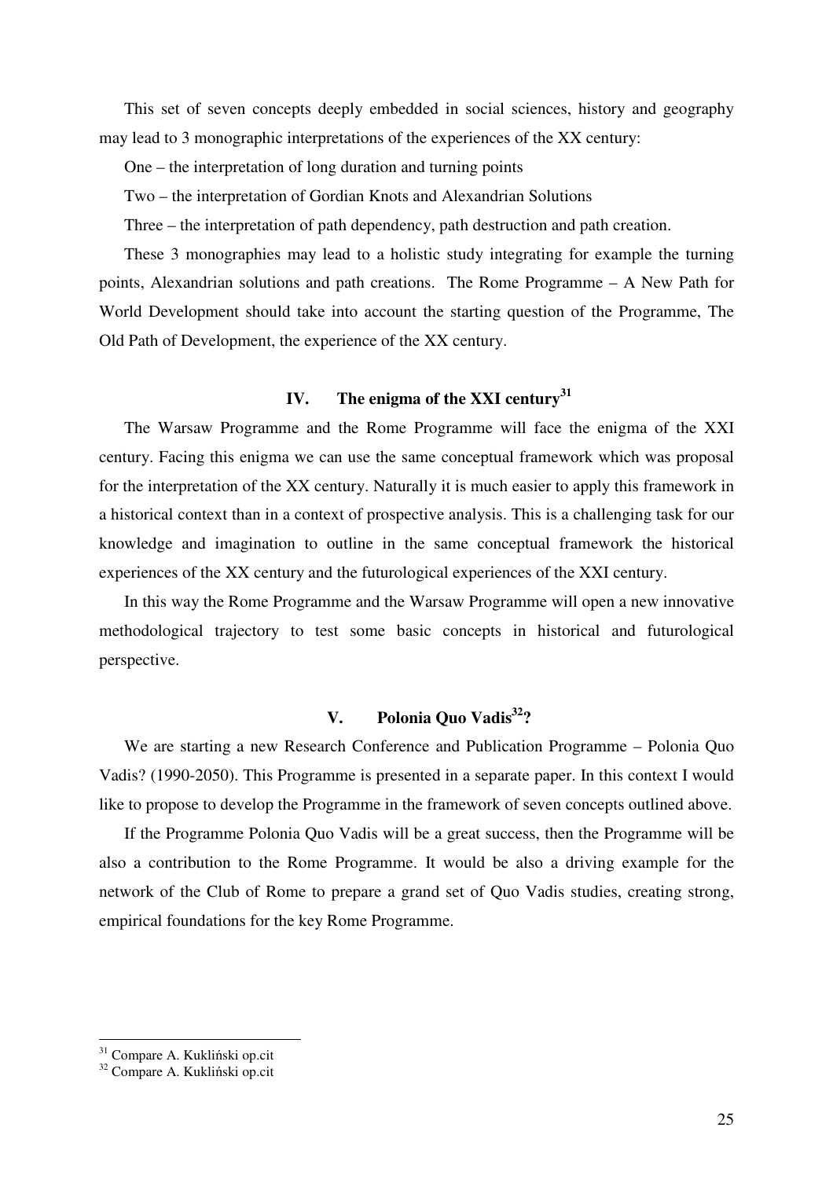This set of seven concepts deeply embedded in social sciences, history and geography may lead to 3 monographic interpretations of the experiences of the XX century:

One – the interpretation of long duration and turning points

Two – the interpretation of Gordian Knots and Alexandrian Solutions

Three – the interpretation of path dependency, path destruction and path creation.

These 3 monographies may lead to a holistic study integrating for example the turning points, Alexandrian solutions and path creations. The Rome Programme – A New Path for World Development should take into account the starting question of the Programme, The Old Path of Development, the experience of the XX century.

## IV. The enigma of the XXI century[31]

The Warsaw Programme and the Rome Programme will face the enigma of the XXI century. Facing this enigma we can use the same conceptual framework which was proposal for the interpretation of the XX century. Naturally it is much easier to apply this framework in a historical context than in a context of prospective analysis. This is a challenging task for our knowledge and imagination to outline in the same conceptual framework the historical experiences of the XX century and the futurological experiences of the XXI century.

In this way the Rome Programme and the Warsaw Programme will open a new innovative methodological trajectory to test some basic concepts in historical and futurological perspective.

## V. Polonia Quo Vadis[32]?

We are starting a new Research Conference and Publication Programme – Polonia Quo Vadis? (1990-2050). This Programme is presented in a separate paper. In this context I would like to propose to develop the Programme in the framework of seven concepts outlined above.

If the Programme Polonia Quo Vadis will be a great success, then the Programme will be also a contribution to the Rome Programme. It would be also a driving example for the network of the Club of Rome to prepare a grand set of Quo Vadis studies, creating strong, empirical foundations for the key Rome Programme.

---

[31] Compare A. Kukliński op.cit

[32] Compare A. Kukliński op.cit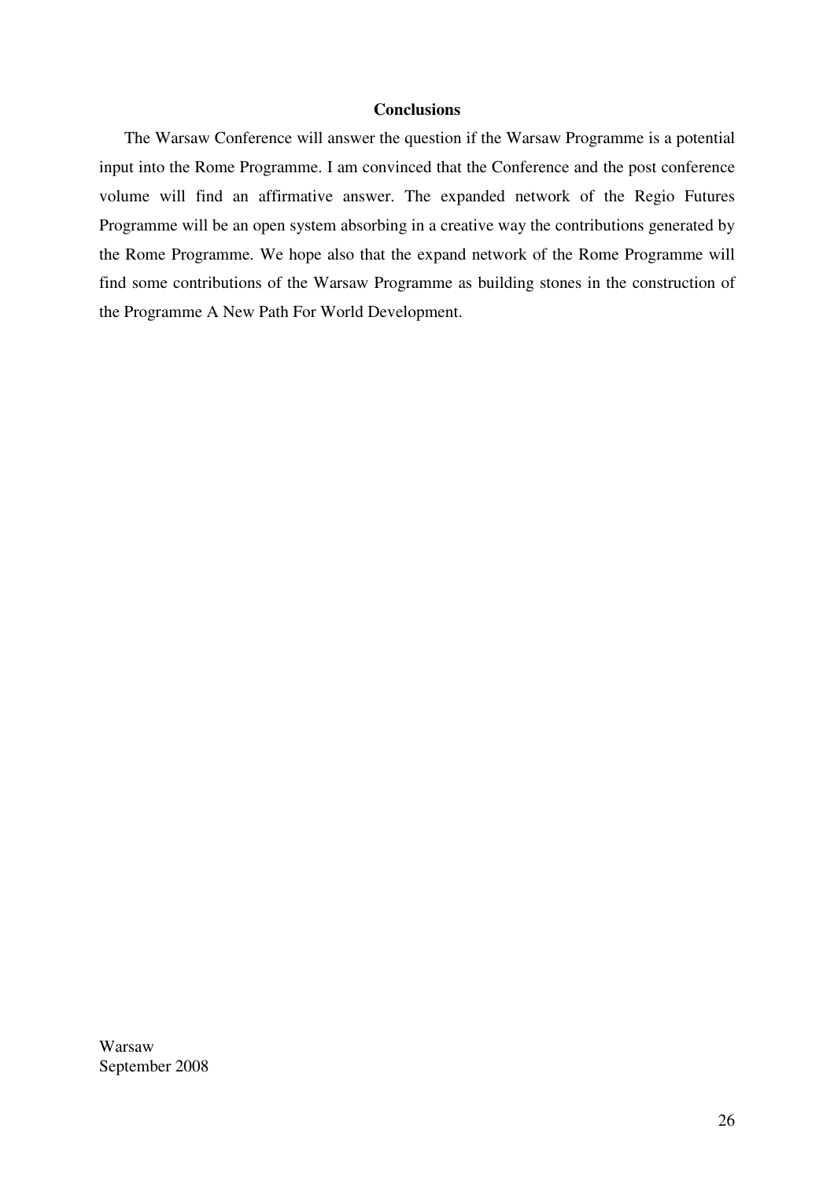## Conclusions

The Warsaw Conference will answer the question if the Warsaw Programme is a potential input into the Rome Programme. I am convinced that the Conference and the post conference volume will find an affirmative answer. The expanded network of the Regio Futures Programme will be an open system absorbing in a creative way the contributions generated by the Rome Programme. We hope also that the expand network of the Rome Programme will find some contributions of the Warsaw Programme as building stones in the construction of the Programme A New Path For World Development.

Warsaw
September 2008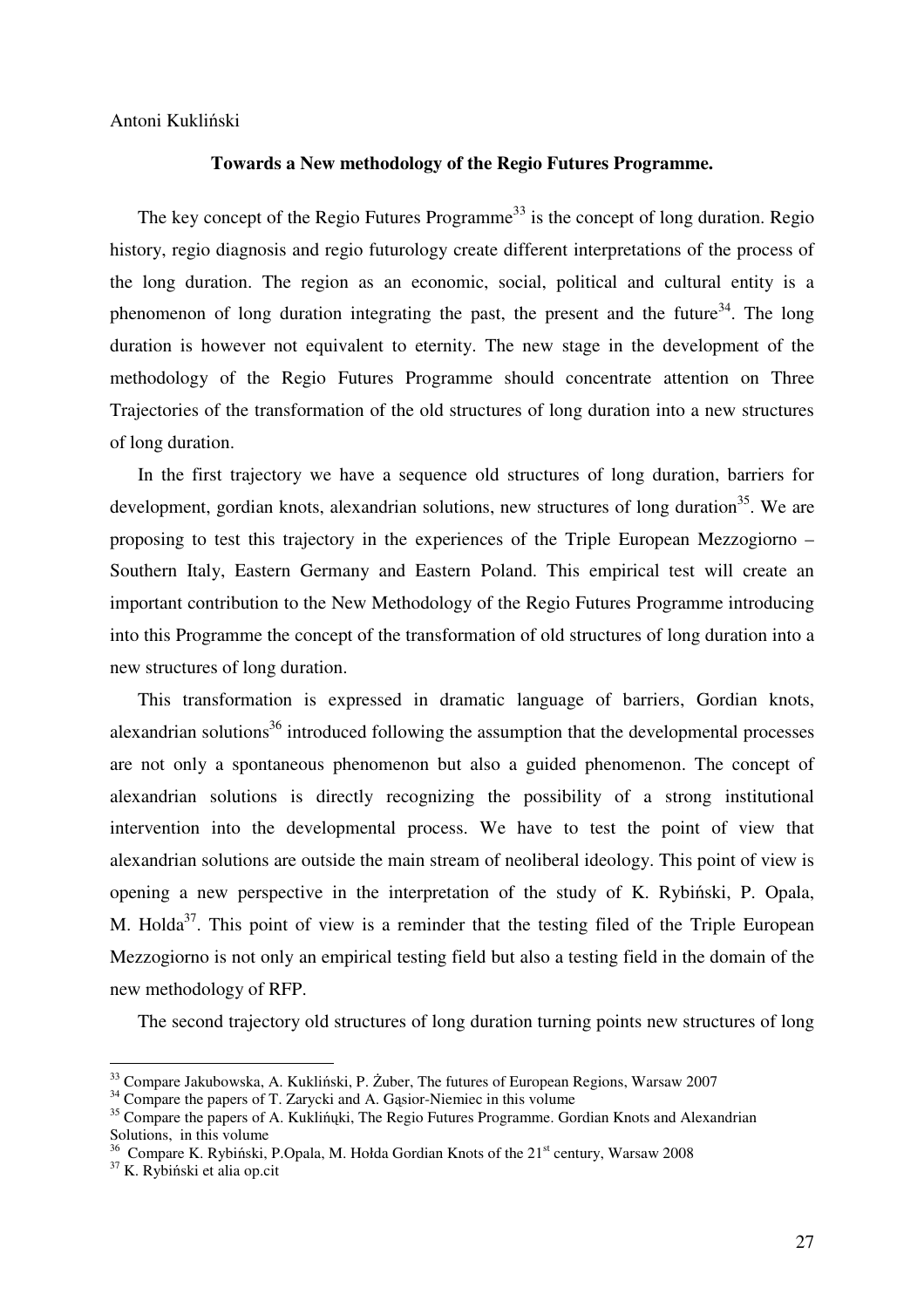Antoni Kukliński

**Towards a New methodology of the Regio Futures Programme.**

The key concept of the Regio Futures Programme[33] is the concept of long duration. Regio history, regio diagnosis and regio futurology create different interpretations of the process of the long duration. The region as an economic, social, political and cultural entity is a phenomenon of long duration integrating the past, the present and the future[34]. The long duration is however not equivalent to eternity. The new stage in the development of the methodology of the Regio Futures Programme should concentrate attention on Three Trajectories of the transformation of the old structures of long duration into a new structures of long duration.

In the first trajectory we have a sequence old structures of long duration, barriers for development, gordian knots, alexandrian solutions, new structures of long duration[35]. We are proposing to test this trajectory in the experiences of the Triple European Mezzogiorno – Southern Italy, Eastern Germany and Eastern Poland. This empirical test will create an important contribution to the New Methodology of the Regio Futures Programme introducing into this Programme the concept of the transformation of old structures of long duration into a new structures of long duration.

This transformation is expressed in dramatic language of barriers, Gordian knots, alexandrian solutions[36] introduced following the assumption that the developmental processes are not only a spontaneous phenomenon but also a guided phenomenon. The concept of alexandrian solutions is directly recognizing the possibility of a strong institutional intervention into the developmental process. We have to test the point of view that alexandrian solutions are outside the main stream of neoliberal ideology. This point of view is opening a new perspective in the interpretation of the study of K. Rybiński, P. Opala, M. Holda[37]. This point of view is a reminder that the testing filed of the Triple European Mezzogiorno is not only an empirical testing field but also a testing field in the domain of the new methodology of RFP.

The second trajectory old structures of long duration turning points new structures of long

---

[33] Compare Jakubowska, A. Kukliński, P. Żuber, The futures of European Regions, Warsaw 2007

[34] Compare the papers of T. Zarycki and A. Gąsior-Niemiec in this volume

[35] Compare the papers of A. Kuklińųki, The Regio Futures Programme. Gordian Knots and Alexandrian Solutions, in this volume

[36] Compare K. Rybiński, P.Opala, M. Hołda Gordian Knots of the 21st century, Warsaw 2008

[37] K. Rybiński et alia op.cit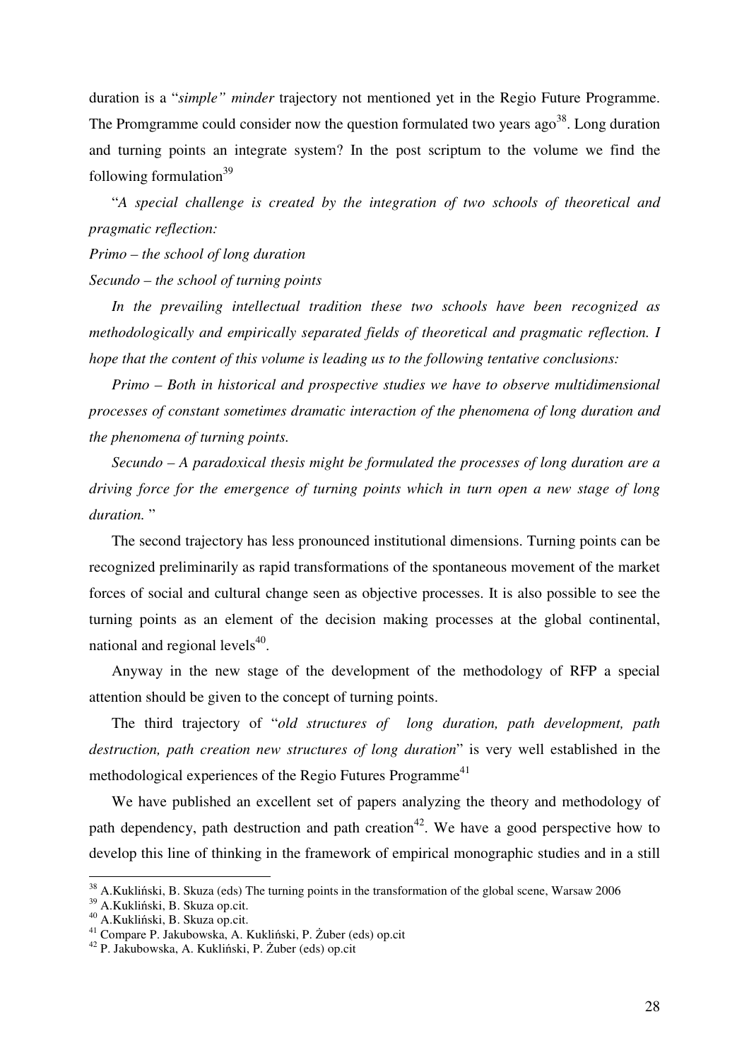duration is a "*simple" minder* trajectory not mentioned yet in the Regio Future Programme. The Promgramme could consider now the question formulated two years ago[38]. Long duration and turning points an integrate system? In the post scriptum to the volume we find the following formulation[39]

"*A special challenge is created by the integration of two schools of theoretical and pragmatic reflection:*

*Primo – the school of long duration*

*Secundo – the school of turning points*

*In the prevailing intellectual tradition these two schools have been recognized as methodologically and empirically separated fields of theoretical and pragmatic reflection. I hope that the content of this volume is leading us to the following tentative conclusions:*

*Primo – Both in historical and prospective studies we have to observe multidimensional processes of constant sometimes dramatic interaction of the phenomena of long duration and the phenomena of turning points.*

*Secundo – A paradoxical thesis might be formulated the processes of long duration are a driving force for the emergence of turning points which in turn open a new stage of long duration.* "

The second trajectory has less pronounced institutional dimensions. Turning points can be recognized preliminarily as rapid transformations of the spontaneous movement of the market forces of social and cultural change seen as objective processes. It is also possible to see the turning points as an element of the decision making processes at the global continental, national and regional levels[40].

Anyway in the new stage of the development of the methodology of RFP a special attention should be given to the concept of turning points.

The third trajectory of "*old structures of long duration, path development, path destruction, path creation new structures of long duration*" is very well established in the methodological experiences of the Regio Futures Programme[41]

We have published an excellent set of papers analyzing the theory and methodology of path dependency, path destruction and path creation[42]. We have a good perspective how to develop this line of thinking in the framework of empirical monographic studies and in a still

---

[38] A.Kukliński, B. Skuza (eds) The turning points in the transformation of the global scene, Warsaw 2006

[39] A.Kukliński, B. Skuza op.cit.

[40] A.Kukliński, B. Skuza op.cit.

[41] Compare P. Jakubowska, A. Kukliński, P. Żuber (eds) op.cit

[42] P. Jakubowska, A. Kukliński, P. Żuber (eds) op.cit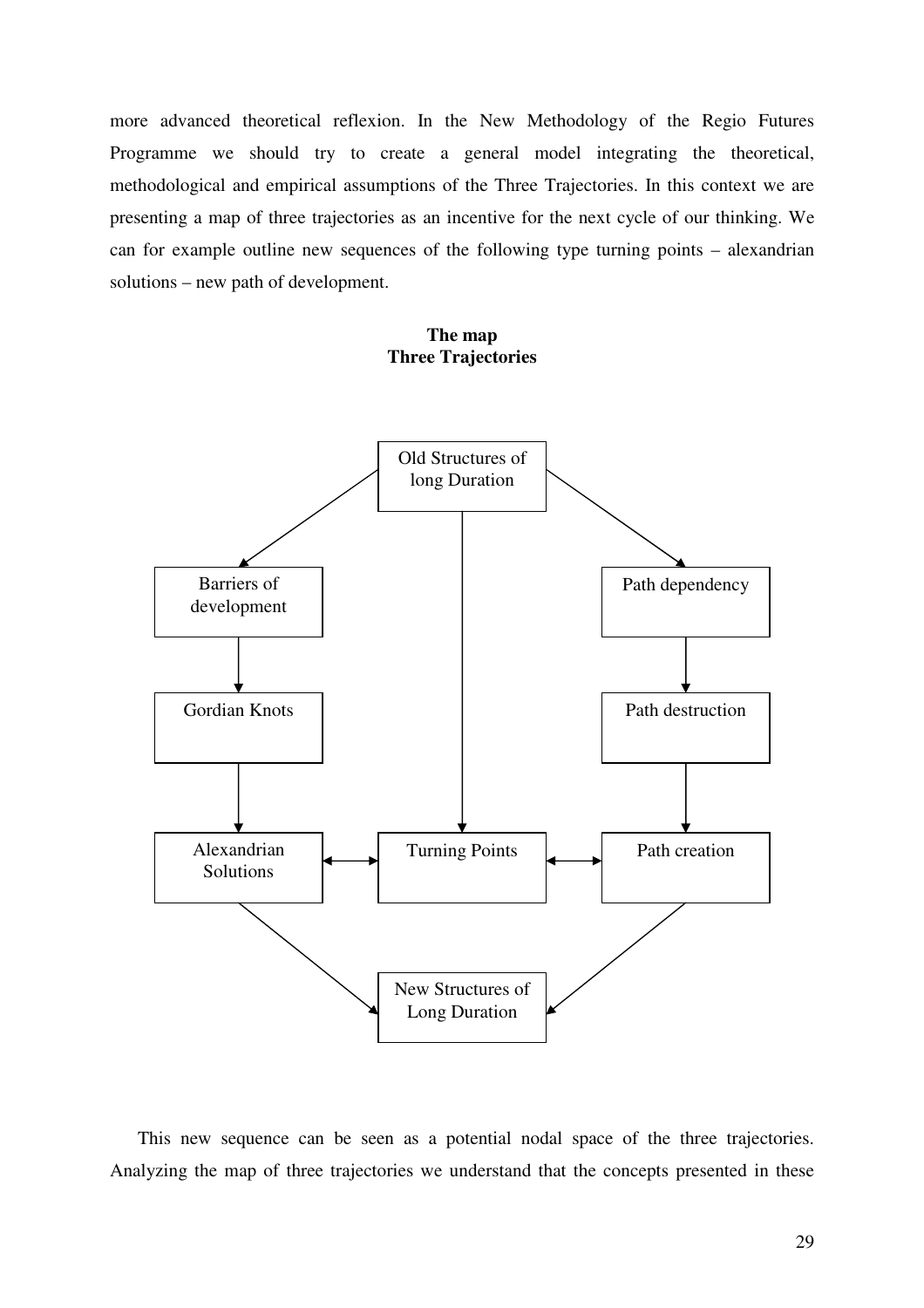more advanced theoretical reflexion. In the New Methodology of the Regio Futures Programme we should try to create a general model integrating the theoretical, methodological and empirical assumptions of the Three Trajectories. In this context we are presenting a map of three trajectories as an incentive for the next cycle of our thinking. We can for example outline new sequences of the following type turning points – alexandrian solutions – new path of development.

**The map**
**Three Trajectories**

Old Structures of long Duration

Barriers of development

Path dependency

Gordian Knots

Path destruction

Alexandrian Solutions

Turning Points

Path creation

New Structures of Long Duration

This new sequence can be seen as a potential nodal space of the three trajectories. Analyzing the map of three trajectories we understand that the concepts presented in these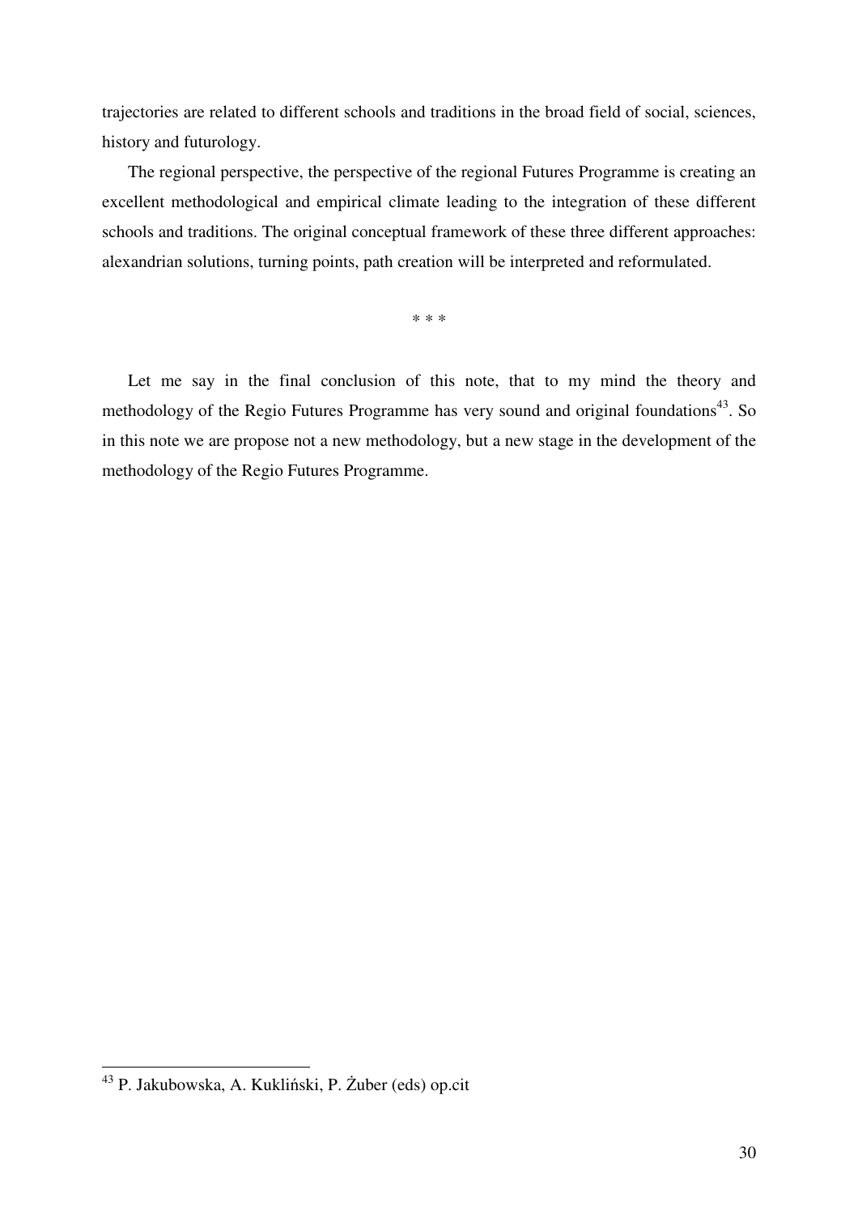trajectories are related to different schools and traditions in the broad field of social, sciences, history and futurology.

The regional perspective, the perspective of the regional Futures Programme is creating an excellent methodological and empirical climate leading to the integration of these different schools and traditions. The original conceptual framework of these three different approaches: alexandrian solutions, turning points, path creation will be interpreted and reformulated.

* * *

Let me say in the final conclusion of this note, that to my mind the theory and methodology of the Regio Futures Programme has very sound and original foundations[43]. So in this note we are propose not a new methodology, but a new stage in the development of the methodology of the Regio Futures Programme.

---

[43] P. Jakubowska, A. Kukliński, P. Żuber (eds) op.cit